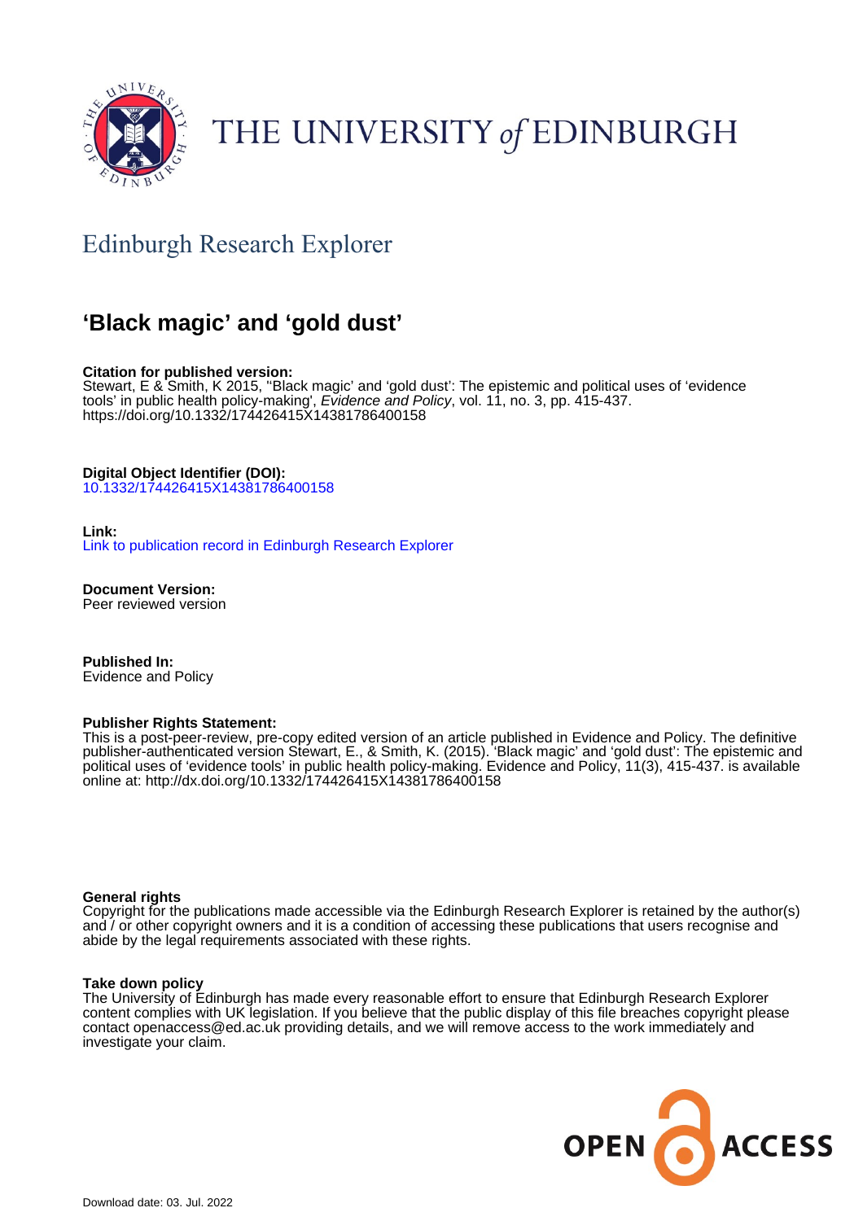THE UNIVERSITY *of* EDINBURGH

## Edinburgh Research Explorer

# 'Black magic' and 'gold dust'

**Citation for published version:**
Stewart, E & Smith, K 2015, ''Black magic' and 'gold dust': The epistemic and political uses of 'evidence tools' in public health policy-making', *Evidence and Policy*, vol. 11, no. 3, pp. 415-437. https://doi.org/10.1332/174426415X14381786400158

**Digital Object Identifier (DOI):**
10.1332/174426415X14381786400158

**Link:**
Link to publication record in Edinburgh Research Explorer

**Document Version:**
Peer reviewed version

**Published In:**
Evidence and Policy

**Publisher Rights Statement:**
This is a post-peer-review, pre-copy edited version of an article published in Evidence and Policy. The definitive publisher-authenticated version Stewart, E., & Smith, K. (2015). 'Black magic' and 'gold dust': The epistemic and political uses of 'evidence tools' in public health policy-making. Evidence and Policy, 11(3), 415-437. is available online at: http://dx.doi.org/10.1332/174426415X14381786400158

**General rights**
Copyright for the publications made accessible via the Edinburgh Research Explorer is retained by the author(s) and / or other copyright owners and it is a condition of accessing these publications that users recognise and abide by the legal requirements associated with these rights.

**Take down policy**
The University of Edinburgh has made every reasonable effort to ensure that Edinburgh Research Explorer content complies with UK legislation. If you believe that the public display of this file breaches copyright please contact openaccess@ed.ac.uk providing details, and we will remove access to the work immediately and investigate your claim.

Download date: 03. Jul. 2022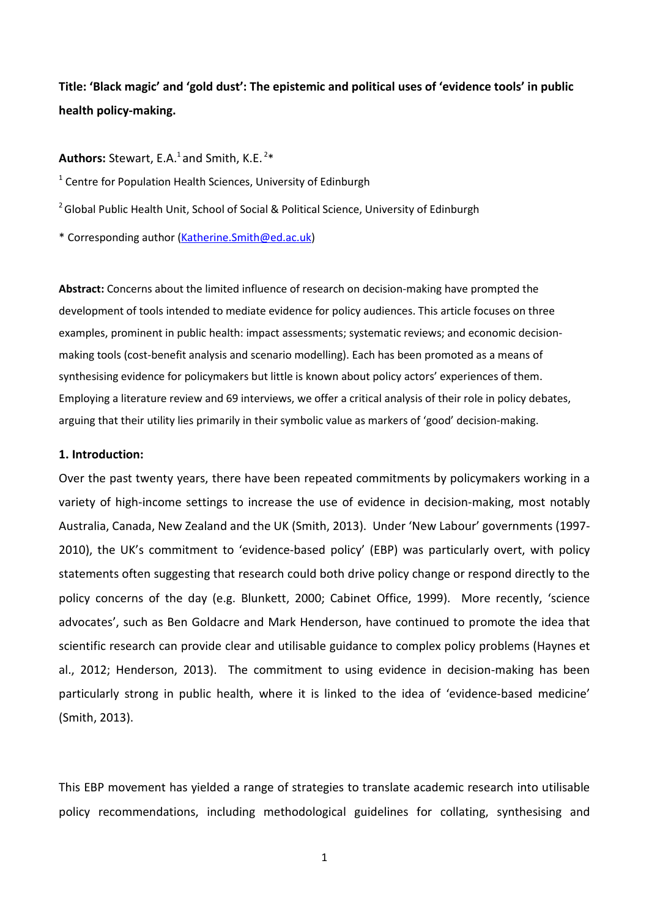**Title: 'Black magic' and 'gold dust': The epistemic and political uses of 'evidence tools' in public health policy-making.**

**Authors:** Stewart, E.A.[1] and Smith, K.E.[2]*

[1] Centre for Population Health Sciences, University of Edinburgh

[2] Global Public Health Unit, School of Social & Political Science, University of Edinburgh

* Corresponding author (Katherine.Smith@ed.ac.uk)

**Abstract:** Concerns about the limited influence of research on decision-making have prompted the development of tools intended to mediate evidence for policy audiences. This article focuses on three examples, prominent in public health: impact assessments; systematic reviews; and economic decision-making tools (cost-benefit analysis and scenario modelling). Each has been promoted as a means of synthesising evidence for policymakers but little is known about policy actors' experiences of them. Employing a literature review and 69 interviews, we offer a critical analysis of their role in policy debates, arguing that their utility lies primarily in their symbolic value as markers of 'good' decision-making.

### 1. Introduction:

Over the past twenty years, there have been repeated commitments by policymakers working in a variety of high-income settings to increase the use of evidence in decision-making, most notably Australia, Canada, New Zealand and the UK (Smith, 2013). Under 'New Labour' governments (1997-2010), the UK's commitment to 'evidence-based policy' (EBP) was particularly overt, with policy statements often suggesting that research could both drive policy change or respond directly to the policy concerns of the day (e.g. Blunkett, 2000; Cabinet Office, 1999). More recently, 'science advocates', such as Ben Goldacre and Mark Henderson, have continued to promote the idea that scientific research can provide clear and utilisable guidance to complex policy problems (Haynes et al., 2012; Henderson, 2013). The commitment to using evidence in decision-making has been particularly strong in public health, where it is linked to the idea of 'evidence-based medicine' (Smith, 2013).

This EBP movement has yielded a range of strategies to translate academic research into utilisable policy recommendations, including methodological guidelines for collating, synthesising and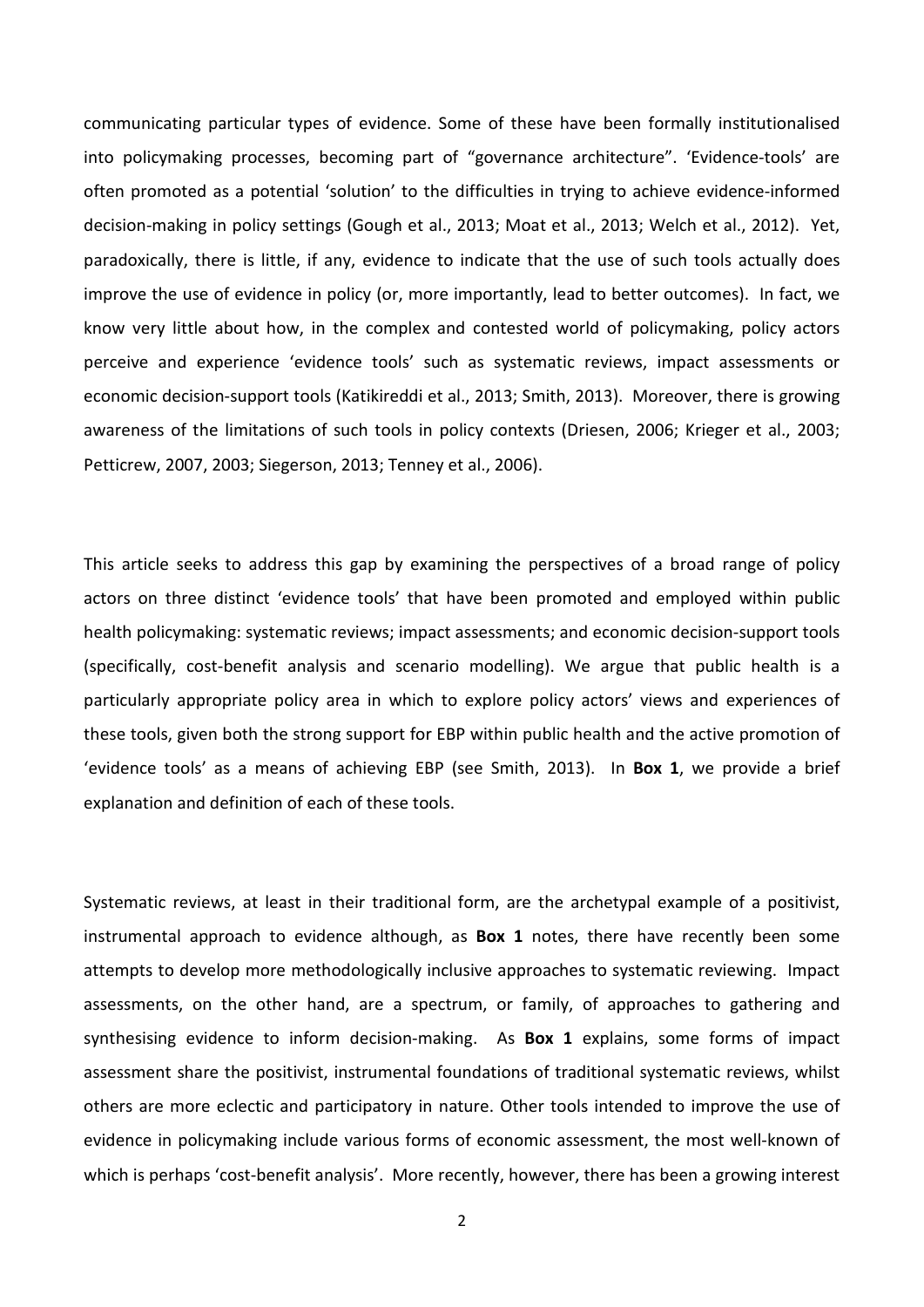communicating particular types of evidence. Some of these have been formally institutionalised into policymaking processes, becoming part of "governance architecture". 'Evidence-tools' are often promoted as a potential 'solution' to the difficulties in trying to achieve evidence-informed decision-making in policy settings (Gough et al., 2013; Moat et al., 2013; Welch et al., 2012). Yet, paradoxically, there is little, if any, evidence to indicate that the use of such tools actually does improve the use of evidence in policy (or, more importantly, lead to better outcomes). In fact, we know very little about how, in the complex and contested world of policymaking, policy actors perceive and experience 'evidence tools' such as systematic reviews, impact assessments or economic decision-support tools (Katikireddi et al., 2013; Smith, 2013). Moreover, there is growing awareness of the limitations of such tools in policy contexts (Driesen, 2006; Krieger et al., 2003; Petticrew, 2007, 2003; Siegerson, 2013; Tenney et al., 2006).

This article seeks to address this gap by examining the perspectives of a broad range of policy actors on three distinct 'evidence tools' that have been promoted and employed within public health policymaking: systematic reviews; impact assessments; and economic decision-support tools (specifically, cost-benefit analysis and scenario modelling). We argue that public health is a particularly appropriate policy area in which to explore policy actors' views and experiences of these tools, given both the strong support for EBP within public health and the active promotion of 'evidence tools' as a means of achieving EBP (see Smith, 2013). In **Box 1**, we provide a brief explanation and definition of each of these tools.

Systematic reviews, at least in their traditional form, are the archetypal example of a positivist, instrumental approach to evidence although, as **Box 1** notes, there have recently been some attempts to develop more methodologically inclusive approaches to systematic reviewing. Impact assessments, on the other hand, are a spectrum, or family, of approaches to gathering and synthesising evidence to inform decision-making. As **Box 1** explains, some forms of impact assessment share the positivist, instrumental foundations of traditional systematic reviews, whilst others are more eclectic and participatory in nature. Other tools intended to improve the use of evidence in policymaking include various forms of economic assessment, the most well-known of which is perhaps 'cost-benefit analysis'. More recently, however, there has been a growing interest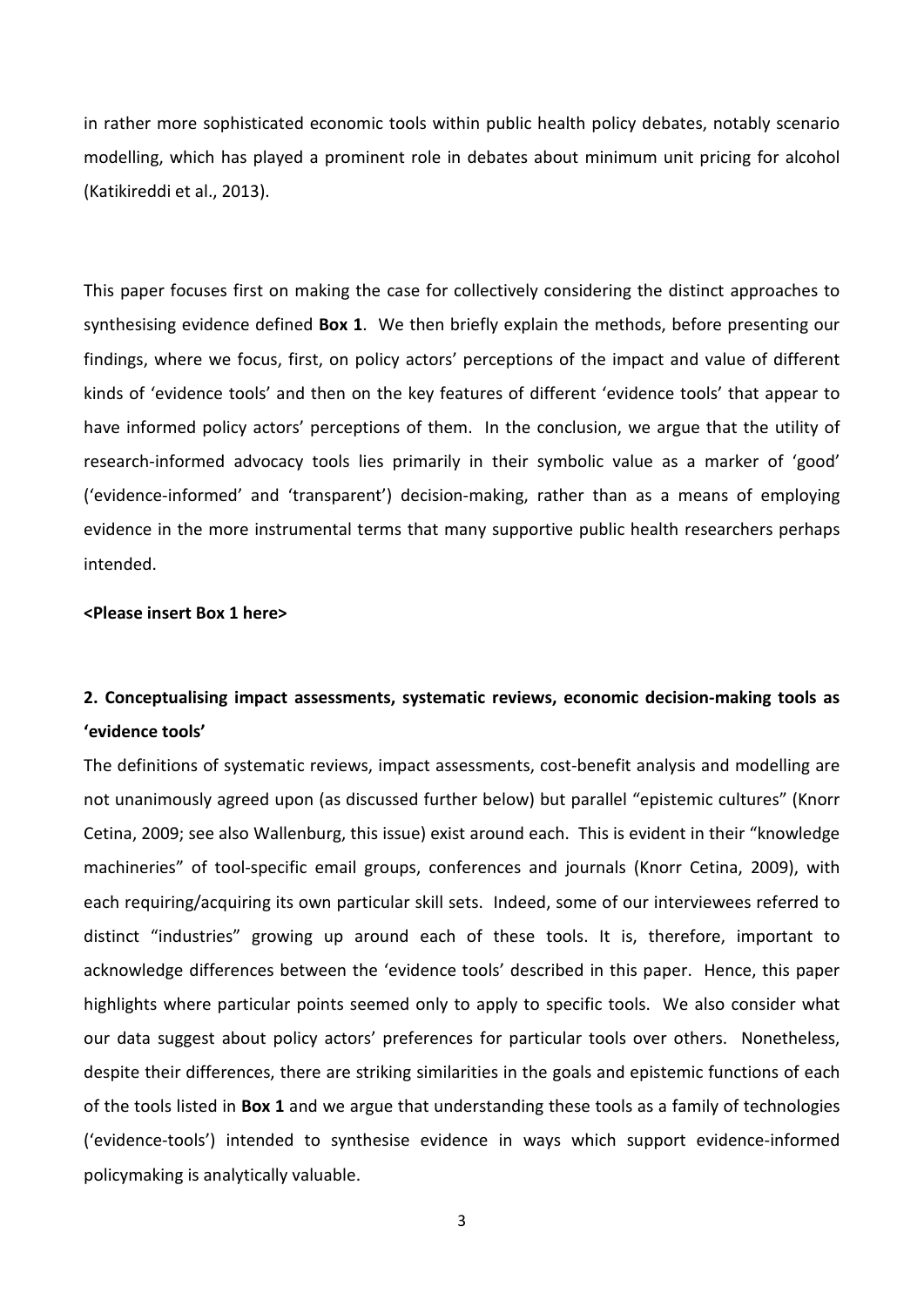in rather more sophisticated economic tools within public health policy debates, notably scenario modelling, which has played a prominent role in debates about minimum unit pricing for alcohol (Katikireddi et al., 2013).

This paper focuses first on making the case for collectively considering the distinct approaches to synthesising evidence defined **Box 1**. We then briefly explain the methods, before presenting our findings, where we focus, first, on policy actors' perceptions of the impact and value of different kinds of 'evidence tools' and then on the key features of different 'evidence tools' that appear to have informed policy actors' perceptions of them. In the conclusion, we argue that the utility of research-informed advocacy tools lies primarily in their symbolic value as a marker of 'good' ('evidence-informed' and 'transparent') decision-making, rather than as a means of employing evidence in the more instrumental terms that many supportive public health researchers perhaps intended.

**<Please insert Box 1 here>**

## 2. Conceptualising impact assessments, systematic reviews, economic decision-making tools as 'evidence tools'

The definitions of systematic reviews, impact assessments, cost-benefit analysis and modelling are not unanimously agreed upon (as discussed further below) but parallel "epistemic cultures" (Knorr Cetina, 2009; see also Wallenburg, this issue) exist around each. This is evident in their "knowledge machineries" of tool-specific email groups, conferences and journals (Knorr Cetina, 2009), with each requiring/acquiring its own particular skill sets. Indeed, some of our interviewees referred to distinct "industries" growing up around each of these tools. It is, therefore, important to acknowledge differences between the 'evidence tools' described in this paper. Hence, this paper highlights where particular points seemed only to apply to specific tools. We also consider what our data suggest about policy actors' preferences for particular tools over others. Nonetheless, despite their differences, there are striking similarities in the goals and epistemic functions of each of the tools listed in **Box 1** and we argue that understanding these tools as a family of technologies ('evidence-tools') intended to synthesise evidence in ways which support evidence-informed policymaking is analytically valuable.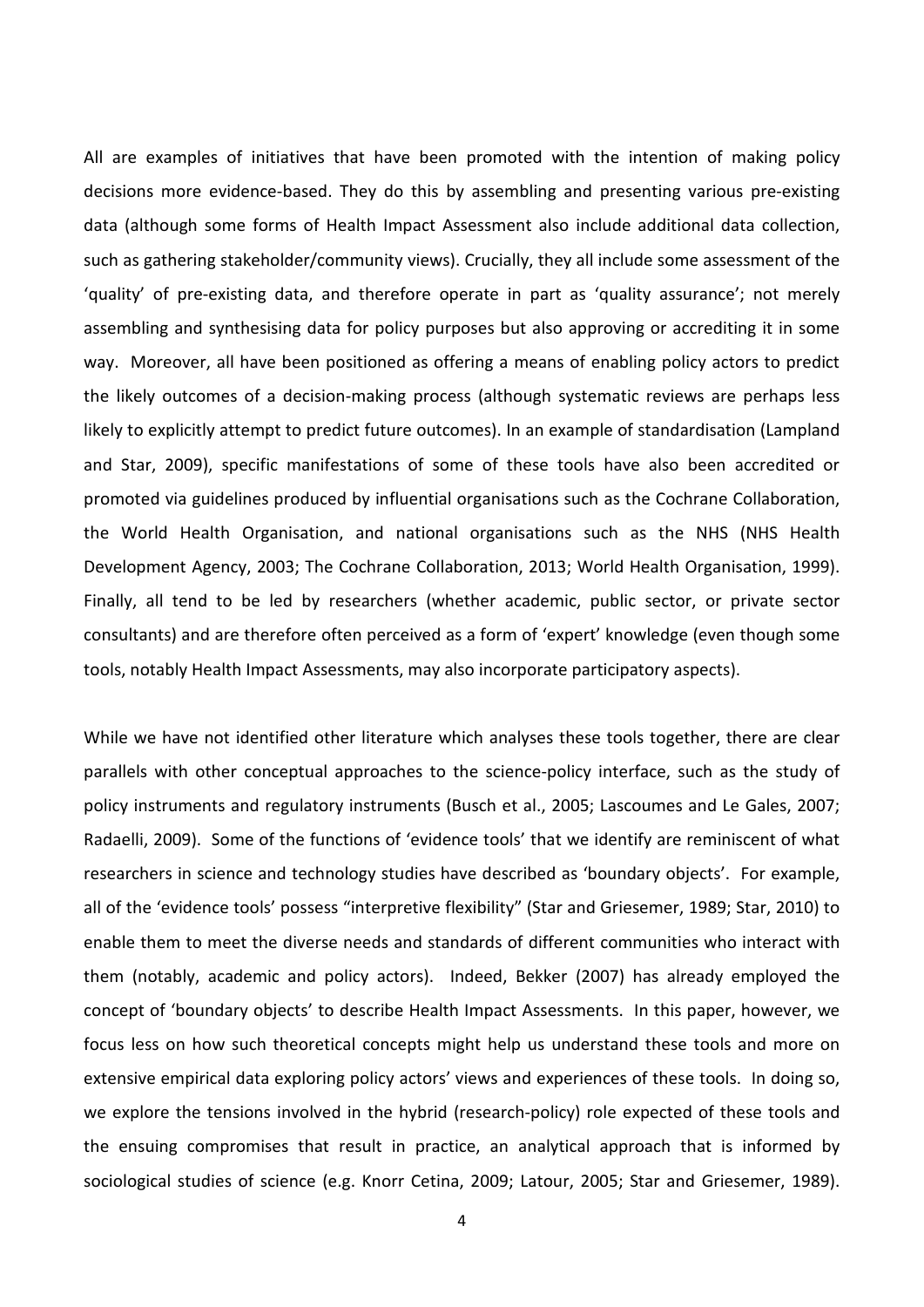All are examples of initiatives that have been promoted with the intention of making policy decisions more evidence-based. They do this by assembling and presenting various pre-existing data (although some forms of Health Impact Assessment also include additional data collection, such as gathering stakeholder/community views). Crucially, they all include some assessment of the 'quality' of pre-existing data, and therefore operate in part as 'quality assurance'; not merely assembling and synthesising data for policy purposes but also approving or accrediting it in some way. Moreover, all have been positioned as offering a means of enabling policy actors to predict the likely outcomes of a decision-making process (although systematic reviews are perhaps less likely to explicitly attempt to predict future outcomes). In an example of standardisation (Lampland and Star, 2009), specific manifestations of some of these tools have also been accredited or promoted via guidelines produced by influential organisations such as the Cochrane Collaboration, the World Health Organisation, and national organisations such as the NHS (NHS Health Development Agency, 2003; The Cochrane Collaboration, 2013; World Health Organisation, 1999). Finally, all tend to be led by researchers (whether academic, public sector, or private sector consultants) and are therefore often perceived as a form of 'expert' knowledge (even though some tools, notably Health Impact Assessments, may also incorporate participatory aspects).

While we have not identified other literature which analyses these tools together, there are clear parallels with other conceptual approaches to the science-policy interface, such as the study of policy instruments and regulatory instruments (Busch et al., 2005; Lascoumes and Le Gales, 2007; Radaelli, 2009). Some of the functions of 'evidence tools' that we identify are reminiscent of what researchers in science and technology studies have described as 'boundary objects'. For example, all of the 'evidence tools' possess "interpretive flexibility" (Star and Griesemer, 1989; Star, 2010) to enable them to meet the diverse needs and standards of different communities who interact with them (notably, academic and policy actors). Indeed, Bekker (2007) has already employed the concept of 'boundary objects' to describe Health Impact Assessments. In this paper, however, we focus less on how such theoretical concepts might help us understand these tools and more on extensive empirical data exploring policy actors' views and experiences of these tools. In doing so, we explore the tensions involved in the hybrid (research-policy) role expected of these tools and the ensuing compromises that result in practice, an analytical approach that is informed by sociological studies of science (e.g. Knorr Cetina, 2009; Latour, 2005; Star and Griesemer, 1989).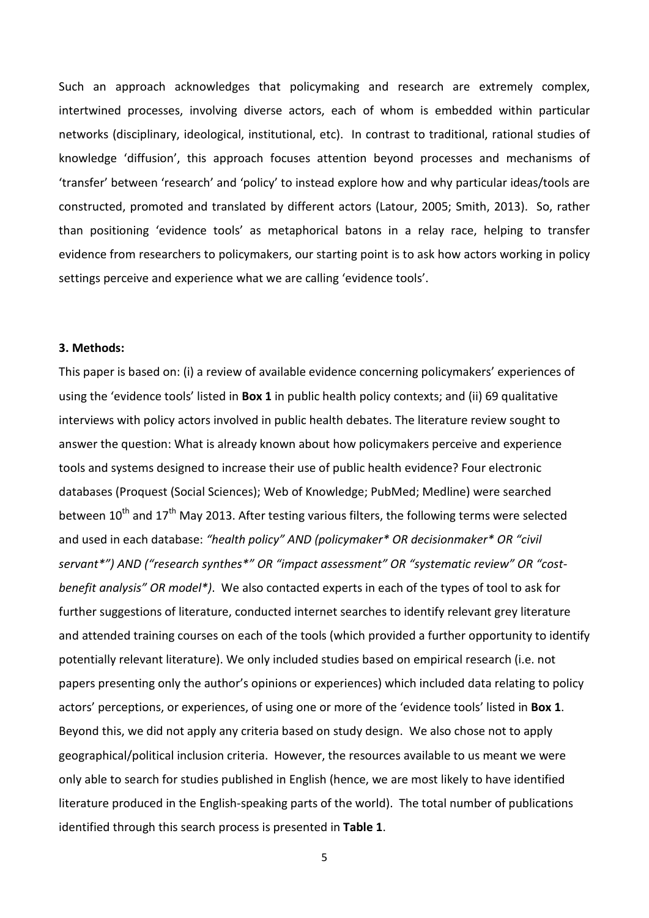Such an approach acknowledges that policymaking and research are extremely complex, intertwined processes, involving diverse actors, each of whom is embedded within particular networks (disciplinary, ideological, institutional, etc). In contrast to traditional, rational studies of knowledge 'diffusion', this approach focuses attention beyond processes and mechanisms of 'transfer' between 'research' and 'policy' to instead explore how and why particular ideas/tools are constructed, promoted and translated by different actors (Latour, 2005; Smith, 2013). So, rather than positioning 'evidence tools' as metaphorical batons in a relay race, helping to transfer evidence from researchers to policymakers, our starting point is to ask how actors working in policy settings perceive and experience what we are calling 'evidence tools'.

### 3. Methods:

This paper is based on: (i) a review of available evidence concerning policymakers' experiences of using the 'evidence tools' listed in **Box 1** in public health policy contexts; and (ii) 69 qualitative interviews with policy actors involved in public health debates. The literature review sought to answer the question: What is already known about how policymakers perceive and experience tools and systems designed to increase their use of public health evidence? Four electronic databases (Proquest (Social Sciences); Web of Knowledge; PubMed; Medline) were searched between 10th and 17th May 2013. After testing various filters, the following terms were selected and used in each database: *"health policy" AND (policymaker* OR decisionmaker* OR "civil servant*") AND ("research synthes*" OR "impact assessment" OR "systematic review" OR "cost-benefit analysis" OR model*)*. We also contacted experts in each of the types of tool to ask for further suggestions of literature, conducted internet searches to identify relevant grey literature and attended training courses on each of the tools (which provided a further opportunity to identify potentially relevant literature). We only included studies based on empirical research (i.e. not papers presenting only the author's opinions or experiences) which included data relating to policy actors' perceptions, or experiences, of using one or more of the 'evidence tools' listed in **Box 1**. Beyond this, we did not apply any criteria based on study design. We also chose not to apply geographical/political inclusion criteria. However, the resources available to us meant we were only able to search for studies published in English (hence, we are most likely to have identified literature produced in the English-speaking parts of the world). The total number of publications identified through this search process is presented in **Table 1**.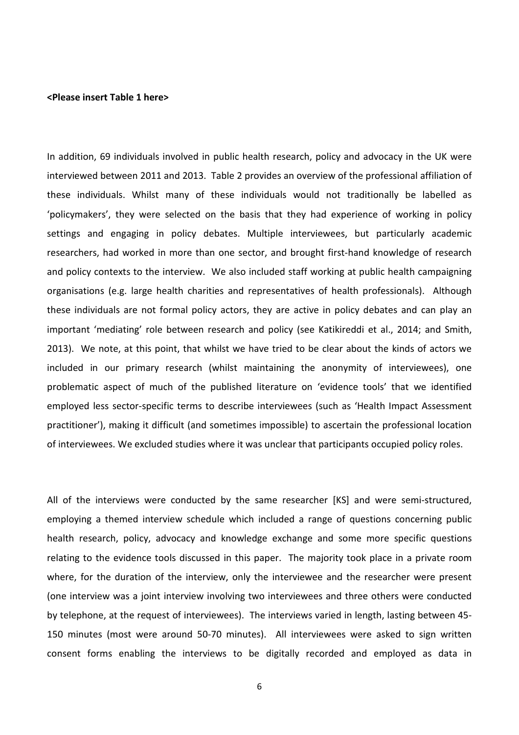**<Please insert Table 1 here>**

In addition, 69 individuals involved in public health research, policy and advocacy in the UK were interviewed between 2011 and 2013. Table 2 provides an overview of the professional affiliation of these individuals. Whilst many of these individuals would not traditionally be labelled as 'policymakers', they were selected on the basis that they had experience of working in policy settings and engaging in policy debates. Multiple interviewees, but particularly academic researchers, had worked in more than one sector, and brought first-hand knowledge of research and policy contexts to the interview. We also included staff working at public health campaigning organisations (e.g. large health charities and representatives of health professionals). Although these individuals are not formal policy actors, they are active in policy debates and can play an important 'mediating' role between research and policy (see Katikireddi et al., 2014; and Smith, 2013). We note, at this point, that whilst we have tried to be clear about the kinds of actors we included in our primary research (whilst maintaining the anonymity of interviewees), one problematic aspect of much of the published literature on 'evidence tools' that we identified employed less sector-specific terms to describe interviewees (such as 'Health Impact Assessment practitioner'), making it difficult (and sometimes impossible) to ascertain the professional location of interviewees. We excluded studies where it was unclear that participants occupied policy roles.

All of the interviews were conducted by the same researcher [KS] and were semi-structured, employing a themed interview schedule which included a range of questions concerning public health research, policy, advocacy and knowledge exchange and some more specific questions relating to the evidence tools discussed in this paper. The majority took place in a private room where, for the duration of the interview, only the interviewee and the researcher were present (one interview was a joint interview involving two interviewees and three others were conducted by telephone, at the request of interviewees). The interviews varied in length, lasting between 45-150 minutes (most were around 50-70 minutes). All interviewees were asked to sign written consent forms enabling the interviews to be digitally recorded and employed as data in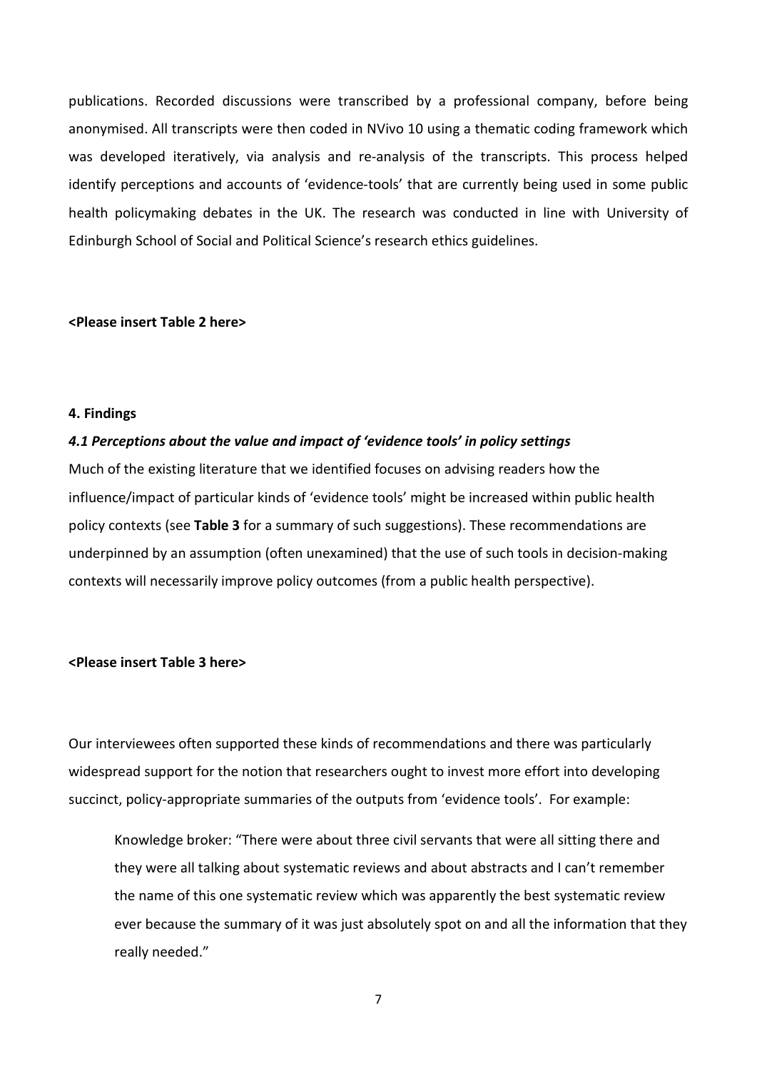publications. Recorded discussions were transcribed by a professional company, before being anonymised. All transcripts were then coded in NVivo 10 using a thematic coding framework which was developed iteratively, via analysis and re-analysis of the transcripts. This process helped identify perceptions and accounts of 'evidence-tools' that are currently being used in some public health policymaking debates in the UK. The research was conducted in line with University of Edinburgh School of Social and Political Science's research ethics guidelines.

**<Please insert Table 2 here>**

## 4. Findings

### *4.1 Perceptions about the value and impact of 'evidence tools' in policy settings*

Much of the existing literature that we identified focuses on advising readers how the influence/impact of particular kinds of 'evidence tools' might be increased within public health policy contexts (see **Table 3** for a summary of such suggestions). These recommendations are underpinned by an assumption (often unexamined) that the use of such tools in decision-making contexts will necessarily improve policy outcomes (from a public health perspective).

**<Please insert Table 3 here>**

Our interviewees often supported these kinds of recommendations and there was particularly widespread support for the notion that researchers ought to invest more effort into developing succinct, policy-appropriate summaries of the outputs from 'evidence tools'. For example:

> Knowledge broker: "There were about three civil servants that were all sitting there and they were all talking about systematic reviews and about abstracts and I can't remember the name of this one systematic review which was apparently the best systematic review ever because the summary of it was just absolutely spot on and all the information that they really needed."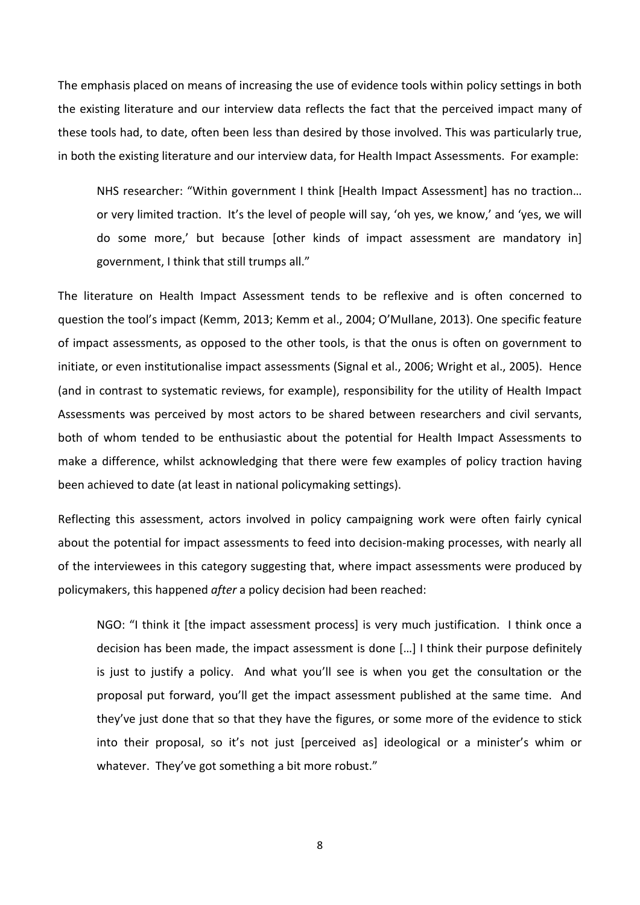The emphasis placed on means of increasing the use of evidence tools within policy settings in both the existing literature and our interview data reflects the fact that the perceived impact many of these tools had, to date, often been less than desired by those involved. This was particularly true, in both the existing literature and our interview data, for Health Impact Assessments. For example:

> NHS researcher: "Within government I think [Health Impact Assessment] has no traction… or very limited traction. It's the level of people will say, 'oh yes, we know,' and 'yes, we will do some more,' but because [other kinds of impact assessment are mandatory in] government, I think that still trumps all."

The literature on Health Impact Assessment tends to be reflexive and is often concerned to question the tool's impact (Kemm, 2013; Kemm et al., 2004; O'Mullane, 2013). One specific feature of impact assessments, as opposed to the other tools, is that the onus is often on government to initiate, or even institutionalise impact assessments (Signal et al., 2006; Wright et al., 2005). Hence (and in contrast to systematic reviews, for example), responsibility for the utility of Health Impact Assessments was perceived by most actors to be shared between researchers and civil servants, both of whom tended to be enthusiastic about the potential for Health Impact Assessments to make a difference, whilst acknowledging that there were few examples of policy traction having been achieved to date (at least in national policymaking settings).

Reflecting this assessment, actors involved in policy campaigning work were often fairly cynical about the potential for impact assessments to feed into decision-making processes, with nearly all of the interviewees in this category suggesting that, where impact assessments were produced by policymakers, this happened *after* a policy decision had been reached:

> NGO: "I think it [the impact assessment process] is very much justification. I think once a decision has been made, the impact assessment is done […] I think their purpose definitely is just to justify a policy. And what you'll see is when you get the consultation or the proposal put forward, you'll get the impact assessment published at the same time. And they've just done that so that they have the figures, or some more of the evidence to stick into their proposal, so it's not just [perceived as] ideological or a minister's whim or whatever. They've got something a bit more robust."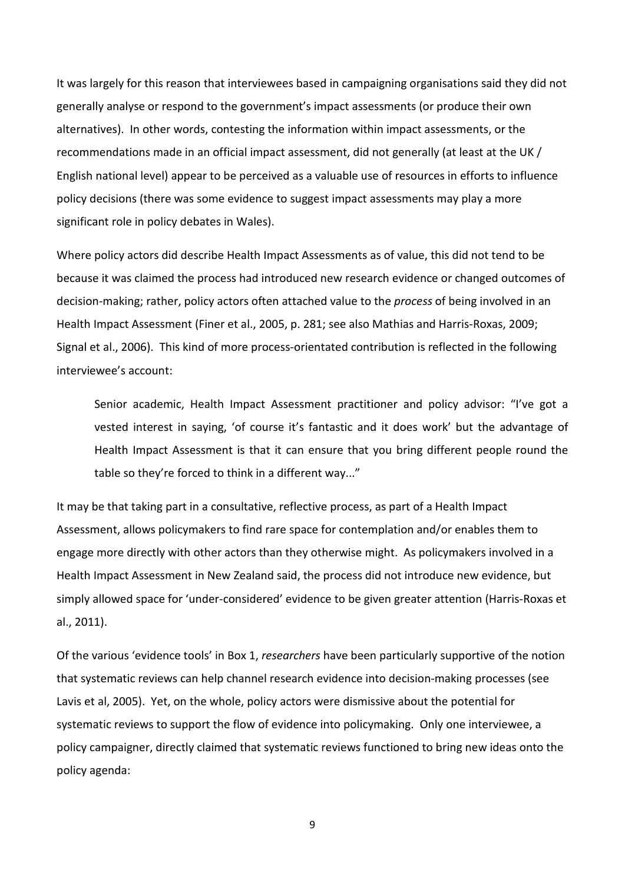It was largely for this reason that interviewees based in campaigning organisations said they did not generally analyse or respond to the government's impact assessments (or produce their own alternatives). In other words, contesting the information within impact assessments, or the recommendations made in an official impact assessment, did not generally (at least at the UK / English national level) appear to be perceived as a valuable use of resources in efforts to influence policy decisions (there was some evidence to suggest impact assessments may play a more significant role in policy debates in Wales).

Where policy actors did describe Health Impact Assessments as of value, this did not tend to be because it was claimed the process had introduced new research evidence or changed outcomes of decision-making; rather, policy actors often attached value to the *process* of being involved in an Health Impact Assessment (Finer et al., 2005, p. 281; see also Mathias and Harris-Roxas, 2009; Signal et al., 2006). This kind of more process-orientated contribution is reflected in the following interviewee's account:

> Senior academic, Health Impact Assessment practitioner and policy advisor: "I've got a vested interest in saying, 'of course it's fantastic and it does work' but the advantage of Health Impact Assessment is that it can ensure that you bring different people round the table so they're forced to think in a different way..."

It may be that taking part in a consultative, reflective process, as part of a Health Impact Assessment, allows policymakers to find rare space for contemplation and/or enables them to engage more directly with other actors than they otherwise might. As policymakers involved in a Health Impact Assessment in New Zealand said, the process did not introduce new evidence, but simply allowed space for 'under-considered' evidence to be given greater attention (Harris-Roxas et al., 2011).

Of the various 'evidence tools' in Box 1, *researchers* have been particularly supportive of the notion that systematic reviews can help channel research evidence into decision-making processes (see Lavis et al, 2005). Yet, on the whole, policy actors were dismissive about the potential for systematic reviews to support the flow of evidence into policymaking. Only one interviewee, a policy campaigner, directly claimed that systematic reviews functioned to bring new ideas onto the policy agenda: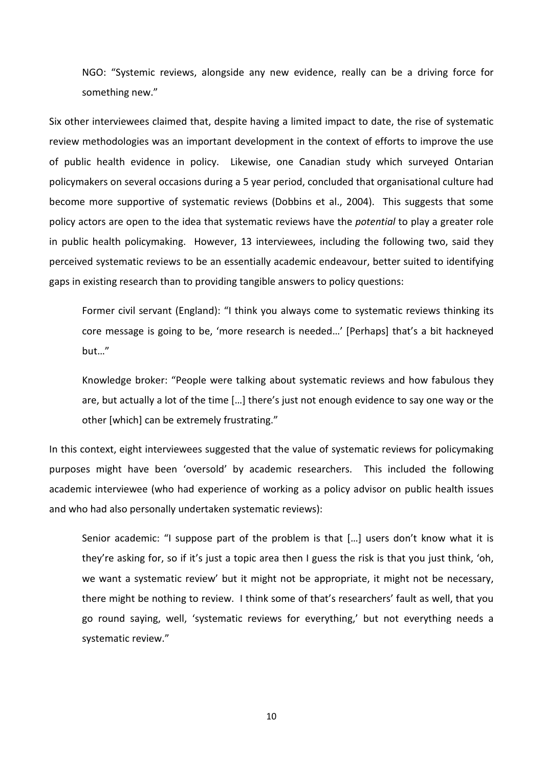NGO: "Systemic reviews, alongside any new evidence, really can be a driving force for something new."

Six other interviewees claimed that, despite having a limited impact to date, the rise of systematic review methodologies was an important development in the context of efforts to improve the use of public health evidence in policy. Likewise, one Canadian study which surveyed Ontarian policymakers on several occasions during a 5 year period, concluded that organisational culture had become more supportive of systematic reviews (Dobbins et al., 2004). This suggests that some policy actors are open to the idea that systematic reviews have the *potential* to play a greater role in public health policymaking. However, 13 interviewees, including the following two, said they perceived systematic reviews to be an essentially academic endeavour, better suited to identifying gaps in existing research than to providing tangible answers to policy questions:

Former civil servant (England): "I think you always come to systematic reviews thinking its core message is going to be, 'more research is needed…' [Perhaps] that's a bit hackneyed but…"

Knowledge broker: "People were talking about systematic reviews and how fabulous they are, but actually a lot of the time […] there's just not enough evidence to say one way or the other [which] can be extremely frustrating."

In this context, eight interviewees suggested that the value of systematic reviews for policymaking purposes might have been 'oversold' by academic researchers. This included the following academic interviewee (who had experience of working as a policy advisor on public health issues and who had also personally undertaken systematic reviews):

Senior academic: "I suppose part of the problem is that […] users don't know what it is they're asking for, so if it's just a topic area then I guess the risk is that you just think, 'oh, we want a systematic review' but it might not be appropriate, it might not be necessary, there might be nothing to review. I think some of that's researchers' fault as well, that you go round saying, well, 'systematic reviews for everything,' but not everything needs a systematic review."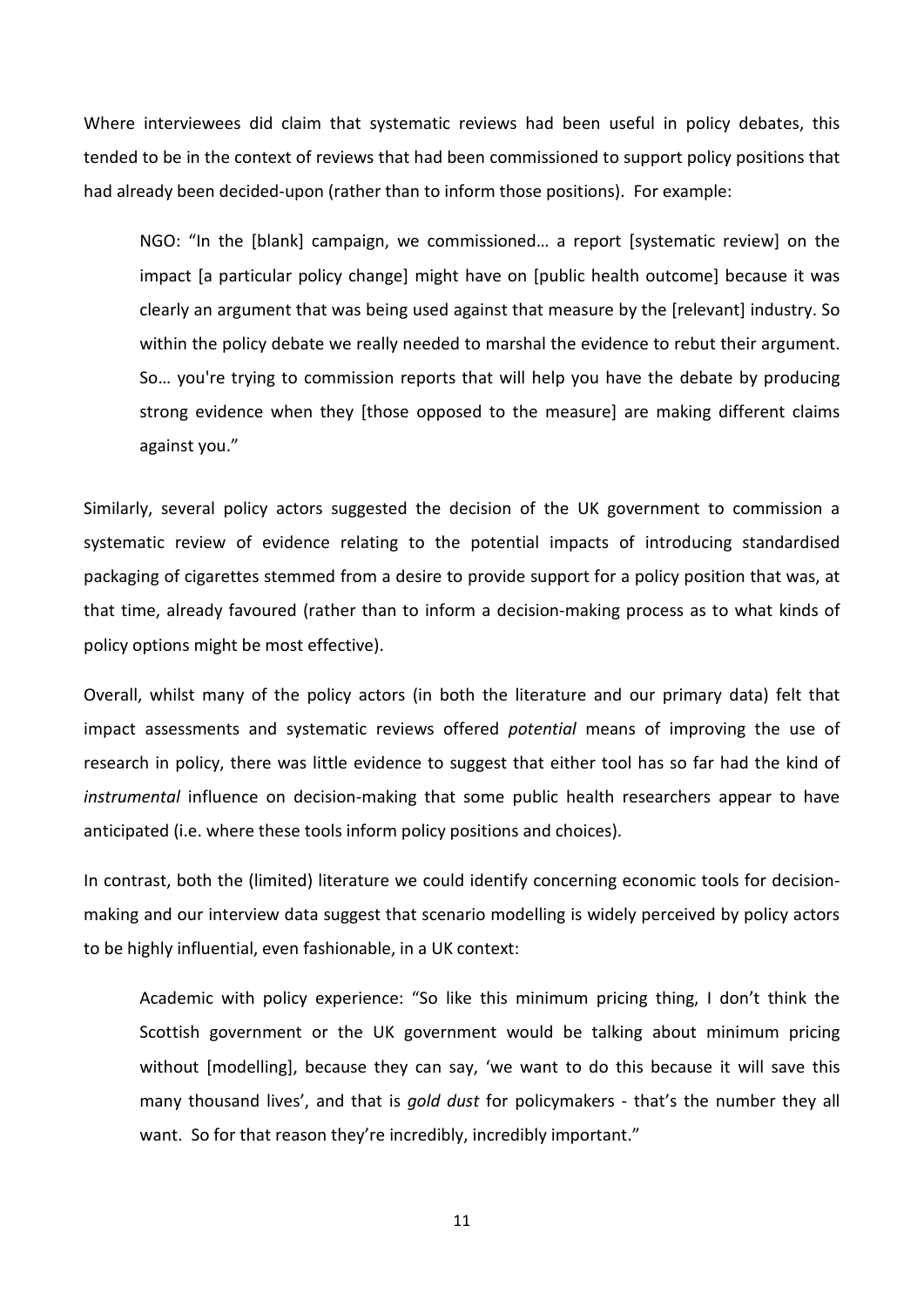Where interviewees did claim that systematic reviews had been useful in policy debates, this tended to be in the context of reviews that had been commissioned to support policy positions that had already been decided-upon (rather than to inform those positions). For example:

> NGO: "In the [blank] campaign, we commissioned… a report [systematic review] on the impact [a particular policy change] might have on [public health outcome] because it was clearly an argument that was being used against that measure by the [relevant] industry. So within the policy debate we really needed to marshal the evidence to rebut their argument. So… you're trying to commission reports that will help you have the debate by producing strong evidence when they [those opposed to the measure] are making different claims against you."

Similarly, several policy actors suggested the decision of the UK government to commission a systematic review of evidence relating to the potential impacts of introducing standardised packaging of cigarettes stemmed from a desire to provide support for a policy position that was, at that time, already favoured (rather than to inform a decision-making process as to what kinds of policy options might be most effective).

Overall, whilst many of the policy actors (in both the literature and our primary data) felt that impact assessments and systematic reviews offered *potential* means of improving the use of research in policy, there was little evidence to suggest that either tool has so far had the kind of *instrumental* influence on decision-making that some public health researchers appear to have anticipated (i.e. where these tools inform policy positions and choices).

In contrast, both the (limited) literature we could identify concerning economic tools for decision-making and our interview data suggest that scenario modelling is widely perceived by policy actors to be highly influential, even fashionable, in a UK context:

> Academic with policy experience: "So like this minimum pricing thing, I don't think the Scottish government or the UK government would be talking about minimum pricing without [modelling], because they can say, 'we want to do this because it will save this many thousand lives', and that is *gold dust* for policymakers - that's the number they all want. So for that reason they're incredibly, incredibly important."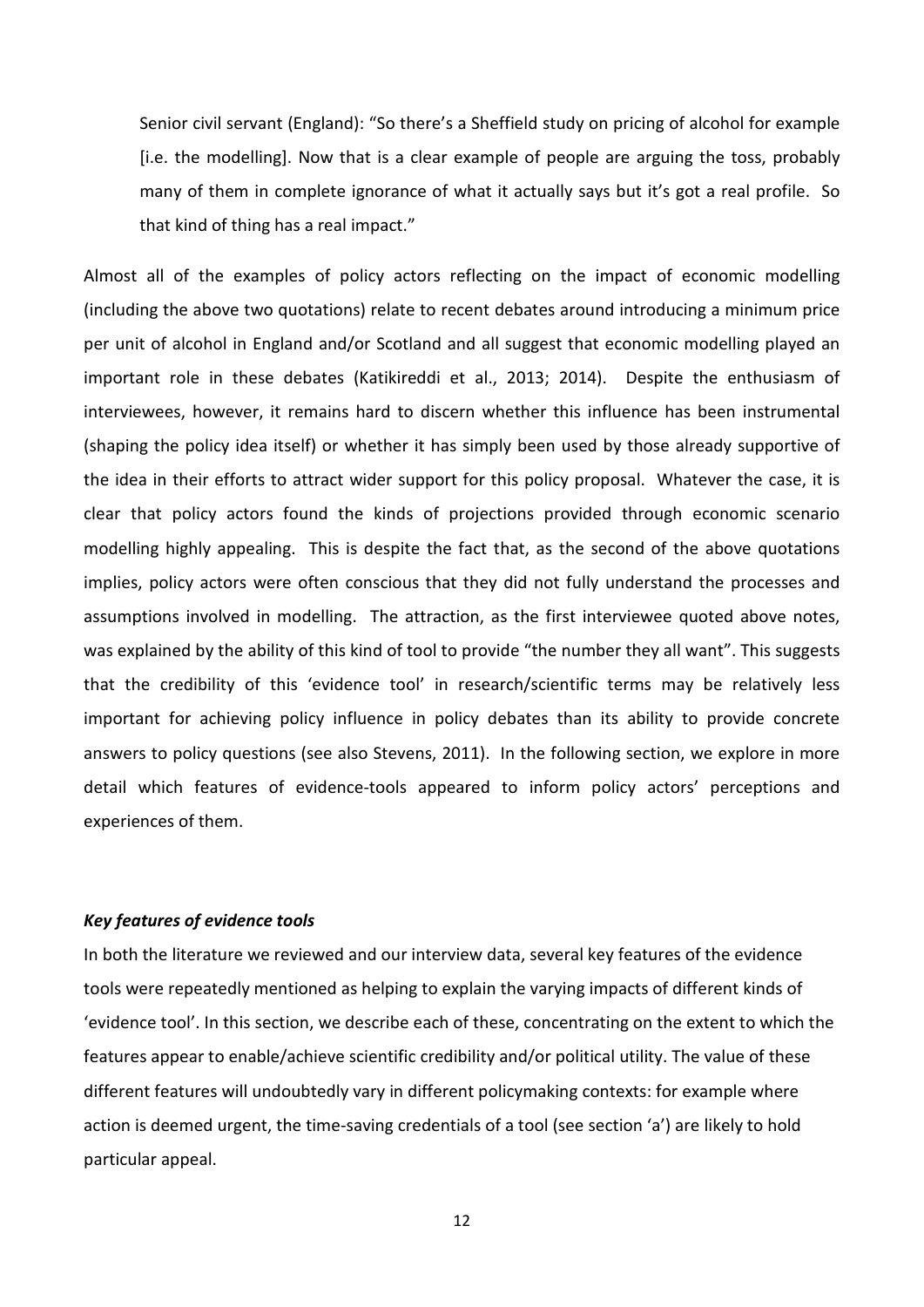> Senior civil servant (England): "So there's a Sheffield study on pricing of alcohol for example [i.e. the modelling]. Now that is a clear example of people are arguing the toss, probably many of them in complete ignorance of what it actually says but it's got a real profile. So that kind of thing has a real impact."

Almost all of the examples of policy actors reflecting on the impact of economic modelling (including the above two quotations) relate to recent debates around introducing a minimum price per unit of alcohol in England and/or Scotland and all suggest that economic modelling played an important role in these debates (Katikireddi et al., 2013; 2014). Despite the enthusiasm of interviewees, however, it remains hard to discern whether this influence has been instrumental (shaping the policy idea itself) or whether it has simply been used by those already supportive of the idea in their efforts to attract wider support for this policy proposal. Whatever the case, it is clear that policy actors found the kinds of projections provided through economic scenario modelling highly appealing. This is despite the fact that, as the second of the above quotations implies, policy actors were often conscious that they did not fully understand the processes and assumptions involved in modelling. The attraction, as the first interviewee quoted above notes, was explained by the ability of this kind of tool to provide "the number they all want". This suggests that the credibility of this 'evidence tool' in research/scientific terms may be relatively less important for achieving policy influence in policy debates than its ability to provide concrete answers to policy questions (see also Stevens, 2011). In the following section, we explore in more detail which features of evidence-tools appeared to inform policy actors' perceptions and experiences of them.

### *Key features of evidence tools*

In both the literature we reviewed and our interview data, several key features of the evidence tools were repeatedly mentioned as helping to explain the varying impacts of different kinds of 'evidence tool'. In this section, we describe each of these, concentrating on the extent to which the features appear to enable/achieve scientific credibility and/or political utility. The value of these different features will undoubtedly vary in different policymaking contexts: for example where action is deemed urgent, the time-saving credentials of a tool (see section 'a') are likely to hold particular appeal.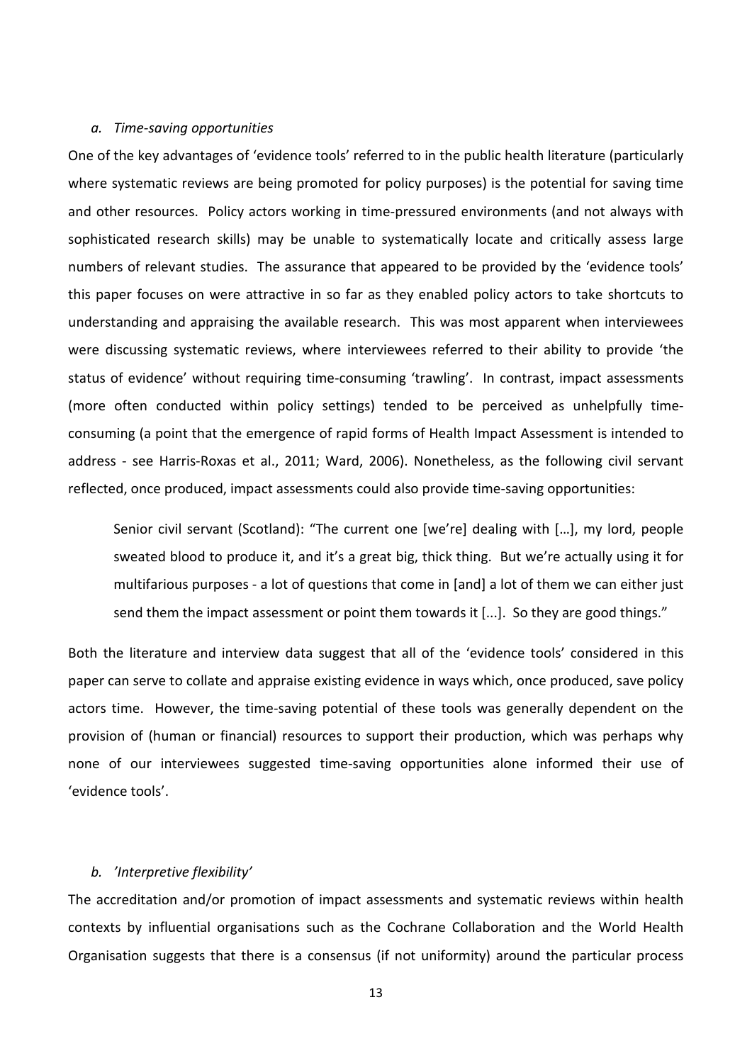*a. Time-saving opportunities*

One of the key advantages of 'evidence tools' referred to in the public health literature (particularly where systematic reviews are being promoted for policy purposes) is the potential for saving time and other resources. Policy actors working in time-pressured environments (and not always with sophisticated research skills) may be unable to systematically locate and critically assess large numbers of relevant studies. The assurance that appeared to be provided by the 'evidence tools' this paper focuses on were attractive in so far as they enabled policy actors to take shortcuts to understanding and appraising the available research. This was most apparent when interviewees were discussing systematic reviews, where interviewees referred to their ability to provide 'the status of evidence' without requiring time-consuming 'trawling'. In contrast, impact assessments (more often conducted within policy settings) tended to be perceived as unhelpfully time-consuming (a point that the emergence of rapid forms of Health Impact Assessment is intended to address - see Harris-Roxas et al., 2011; Ward, 2006). Nonetheless, as the following civil servant reflected, once produced, impact assessments could also provide time-saving opportunities:

> Senior civil servant (Scotland): "The current one [we're] dealing with […], my lord, people sweated blood to produce it, and it's a great big, thick thing. But we're actually using it for multifarious purposes - a lot of questions that come in [and] a lot of them we can either just send them the impact assessment or point them towards it [...]. So they are good things."

Both the literature and interview data suggest that all of the 'evidence tools' considered in this paper can serve to collate and appraise existing evidence in ways which, once produced, save policy actors time. However, the time-saving potential of these tools was generally dependent on the provision of (human or financial) resources to support their production, which was perhaps why none of our interviewees suggested time-saving opportunities alone informed their use of 'evidence tools'.

*b. 'Interpretive flexibility'*

The accreditation and/or promotion of impact assessments and systematic reviews within health contexts by influential organisations such as the Cochrane Collaboration and the World Health Organisation suggests that there is a consensus (if not uniformity) around the particular process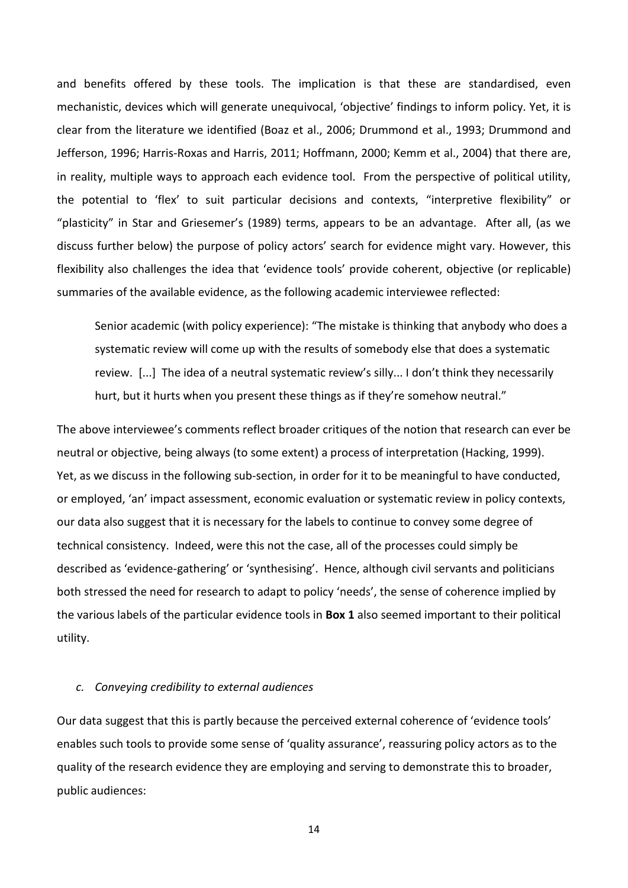and benefits offered by these tools. The implication is that these are standardised, even mechanistic, devices which will generate unequivocal, 'objective' findings to inform policy. Yet, it is clear from the literature we identified (Boaz et al., 2006; Drummond et al., 1993; Drummond and Jefferson, 1996; Harris-Roxas and Harris, 2011; Hoffmann, 2000; Kemm et al., 2004) that there are, in reality, multiple ways to approach each evidence tool. From the perspective of political utility, the potential to 'flex' to suit particular decisions and contexts, "interpretive flexibility" or "plasticity" in Star and Griesemer's (1989) terms, appears to be an advantage. After all, (as we discuss further below) the purpose of policy actors' search for evidence might vary. However, this flexibility also challenges the idea that 'evidence tools' provide coherent, objective (or replicable) summaries of the available evidence, as the following academic interviewee reflected:

> Senior academic (with policy experience): "The mistake is thinking that anybody who does a systematic review will come up with the results of somebody else that does a systematic review. [...] The idea of a neutral systematic review's silly... I don't think they necessarily hurt, but it hurts when you present these things as if they're somehow neutral."

The above interviewee's comments reflect broader critiques of the notion that research can ever be neutral or objective, being always (to some extent) a process of interpretation (Hacking, 1999). Yet, as we discuss in the following sub-section, in order for it to be meaningful to have conducted, or employed, 'an' impact assessment, economic evaluation or systematic review in policy contexts, our data also suggest that it is necessary for the labels to continue to convey some degree of technical consistency. Indeed, were this not the case, all of the processes could simply be described as 'evidence-gathering' or 'synthesising'. Hence, although civil servants and politicians both stressed the need for research to adapt to policy 'needs', the sense of coherence implied by the various labels of the particular evidence tools in **Box 1** also seemed important to their political utility.

*c. Conveying credibility to external audiences*

Our data suggest that this is partly because the perceived external coherence of 'evidence tools' enables such tools to provide some sense of 'quality assurance', reassuring policy actors as to the quality of the research evidence they are employing and serving to demonstrate this to broader, public audiences: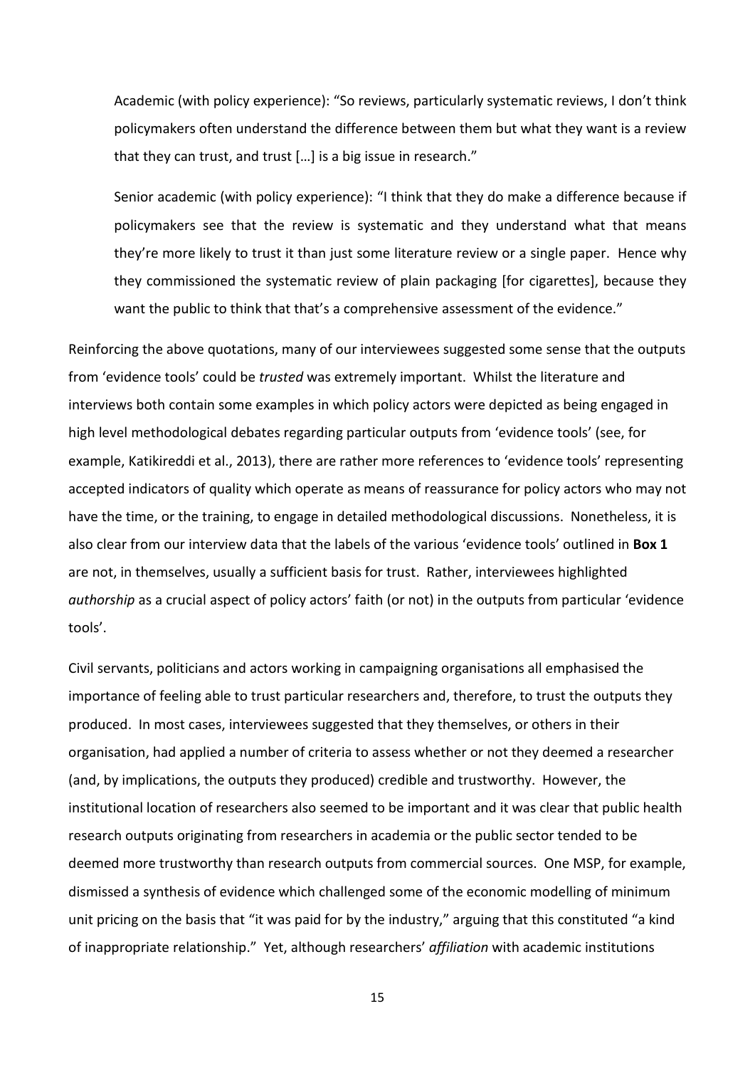Academic (with policy experience): "So reviews, particularly systematic reviews, I don't think policymakers often understand the difference between them but what they want is a review that they can trust, and trust […] is a big issue in research."

Senior academic (with policy experience): "I think that they do make a difference because if policymakers see that the review is systematic and they understand what that means they're more likely to trust it than just some literature review or a single paper. Hence why they commissioned the systematic review of plain packaging [for cigarettes], because they want the public to think that that's a comprehensive assessment of the evidence."

Reinforcing the above quotations, many of our interviewees suggested some sense that the outputs from 'evidence tools' could be *trusted* was extremely important. Whilst the literature and interviews both contain some examples in which policy actors were depicted as being engaged in high level methodological debates regarding particular outputs from 'evidence tools' (see, for example, Katikireddi et al., 2013), there are rather more references to 'evidence tools' representing accepted indicators of quality which operate as means of reassurance for policy actors who may not have the time, or the training, to engage in detailed methodological discussions. Nonetheless, it is also clear from our interview data that the labels of the various 'evidence tools' outlined in **Box 1** are not, in themselves, usually a sufficient basis for trust. Rather, interviewees highlighted *authorship* as a crucial aspect of policy actors' faith (or not) in the outputs from particular 'evidence tools'.

Civil servants, politicians and actors working in campaigning organisations all emphasised the importance of feeling able to trust particular researchers and, therefore, to trust the outputs they produced. In most cases, interviewees suggested that they themselves, or others in their organisation, had applied a number of criteria to assess whether or not they deemed a researcher (and, by implications, the outputs they produced) credible and trustworthy. However, the institutional location of researchers also seemed to be important and it was clear that public health research outputs originating from researchers in academia or the public sector tended to be deemed more trustworthy than research outputs from commercial sources. One MSP, for example, dismissed a synthesis of evidence which challenged some of the economic modelling of minimum unit pricing on the basis that "it was paid for by the industry," arguing that this constituted "a kind of inappropriate relationship." Yet, although researchers' *affiliation* with academic institutions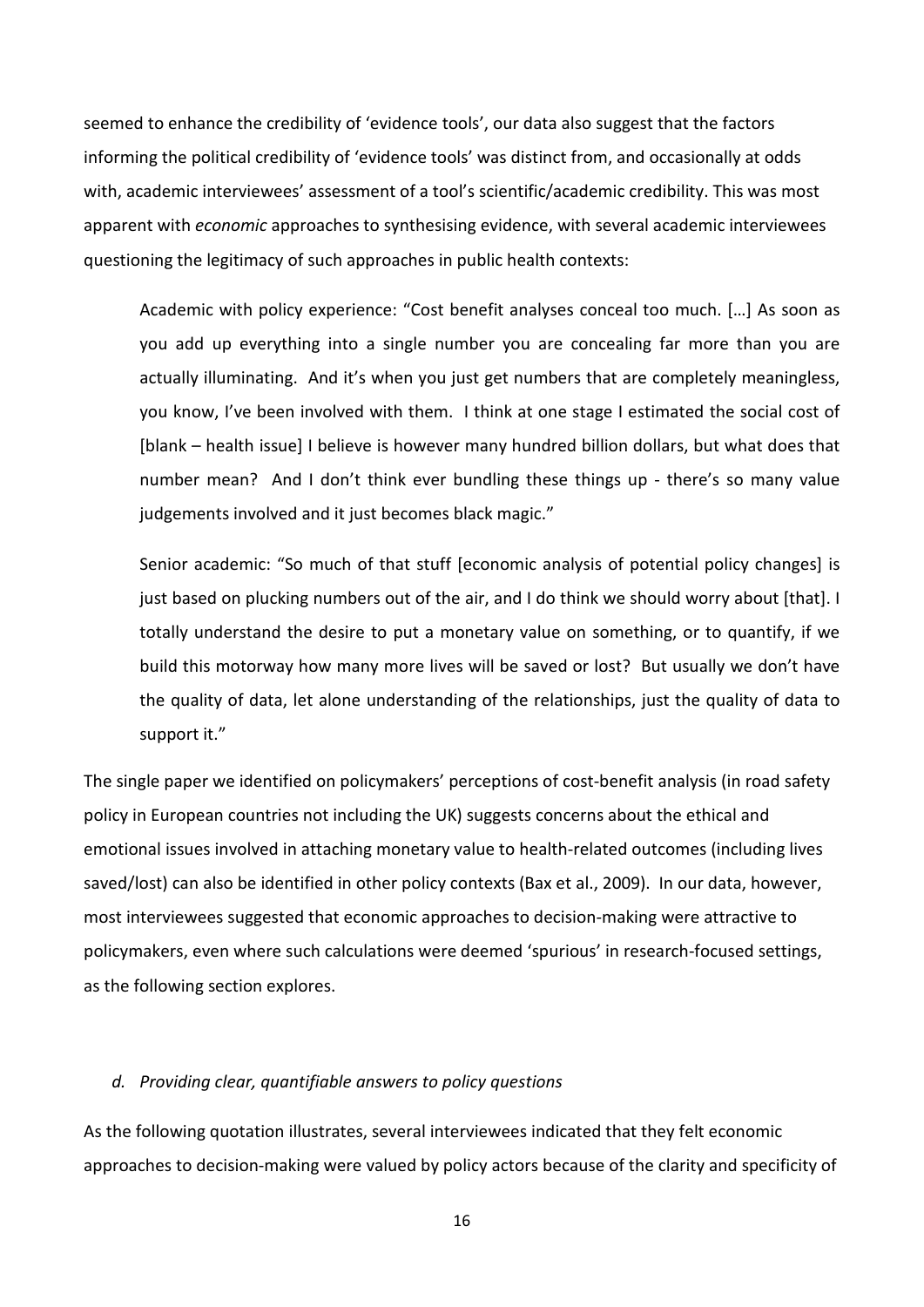seemed to enhance the credibility of 'evidence tools', our data also suggest that the factors informing the political credibility of 'evidence tools' was distinct from, and occasionally at odds with, academic interviewees' assessment of a tool's scientific/academic credibility. This was most apparent with *economic* approaches to synthesising evidence, with several academic interviewees questioning the legitimacy of such approaches in public health contexts:

> Academic with policy experience: "Cost benefit analyses conceal too much. […] As soon as you add up everything into a single number you are concealing far more than you are actually illuminating. And it's when you just get numbers that are completely meaningless, you know, I've been involved with them. I think at one stage I estimated the social cost of [blank – health issue] I believe is however many hundred billion dollars, but what does that number mean? And I don't think ever bundling these things up - there's so many value judgements involved and it just becomes black magic."

> Senior academic: "So much of that stuff [economic analysis of potential policy changes] is just based on plucking numbers out of the air, and I do think we should worry about [that]. I totally understand the desire to put a monetary value on something, or to quantify, if we build this motorway how many more lives will be saved or lost? But usually we don't have the quality of data, let alone understanding of the relationships, just the quality of data to support it."

The single paper we identified on policymakers' perceptions of cost-benefit analysis (in road safety policy in European countries not including the UK) suggests concerns about the ethical and emotional issues involved in attaching monetary value to health-related outcomes (including lives saved/lost) can also be identified in other policy contexts (Bax et al., 2009). In our data, however, most interviewees suggested that economic approaches to decision-making were attractive to policymakers, even where such calculations were deemed 'spurious' in research-focused settings, as the following section explores.

### *d. Providing clear, quantifiable answers to policy questions*

As the following quotation illustrates, several interviewees indicated that they felt economic approaches to decision-making were valued by policy actors because of the clarity and specificity of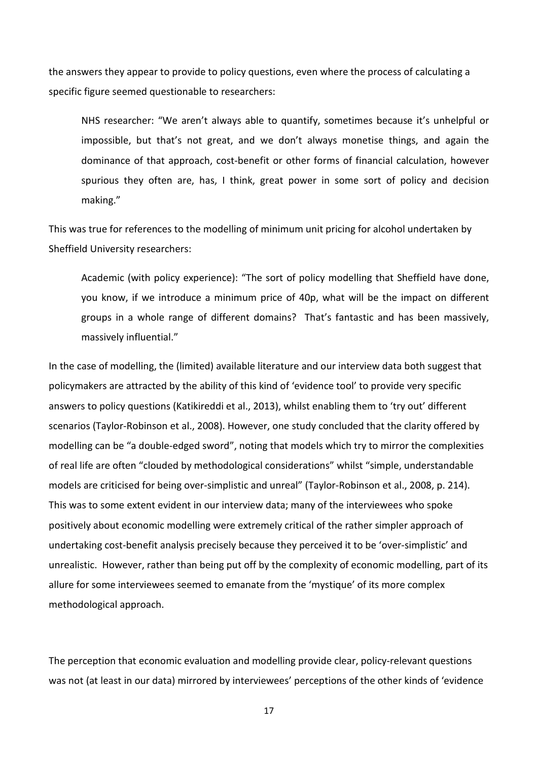the answers they appear to provide to policy questions, even where the process of calculating a specific figure seemed questionable to researchers:

> NHS researcher: "We aren't always able to quantify, sometimes because it's unhelpful or impossible, but that's not great, and we don't always monetise things, and again the dominance of that approach, cost-benefit or other forms of financial calculation, however spurious they often are, has, I think, great power in some sort of policy and decision making."

This was true for references to the modelling of minimum unit pricing for alcohol undertaken by Sheffield University researchers:

> Academic (with policy experience): "The sort of policy modelling that Sheffield have done, you know, if we introduce a minimum price of 40p, what will be the impact on different groups in a whole range of different domains? That's fantastic and has been massively, massively influential."

In the case of modelling, the (limited) available literature and our interview data both suggest that policymakers are attracted by the ability of this kind of 'evidence tool' to provide very specific answers to policy questions (Katikireddi et al., 2013), whilst enabling them to 'try out' different scenarios (Taylor-Robinson et al., 2008). However, one study concluded that the clarity offered by modelling can be "a double-edged sword", noting that models which try to mirror the complexities of real life are often "clouded by methodological considerations" whilst "simple, understandable models are criticised for being over-simplistic and unreal" (Taylor-Robinson et al., 2008, p. 214). This was to some extent evident in our interview data; many of the interviewees who spoke positively about economic modelling were extremely critical of the rather simpler approach of undertaking cost-benefit analysis precisely because they perceived it to be 'over-simplistic' and unrealistic. However, rather than being put off by the complexity of economic modelling, part of its allure for some interviewees seemed to emanate from the 'mystique' of its more complex methodological approach.

The perception that economic evaluation and modelling provide clear, policy-relevant questions was not (at least in our data) mirrored by interviewees' perceptions of the other kinds of 'evidence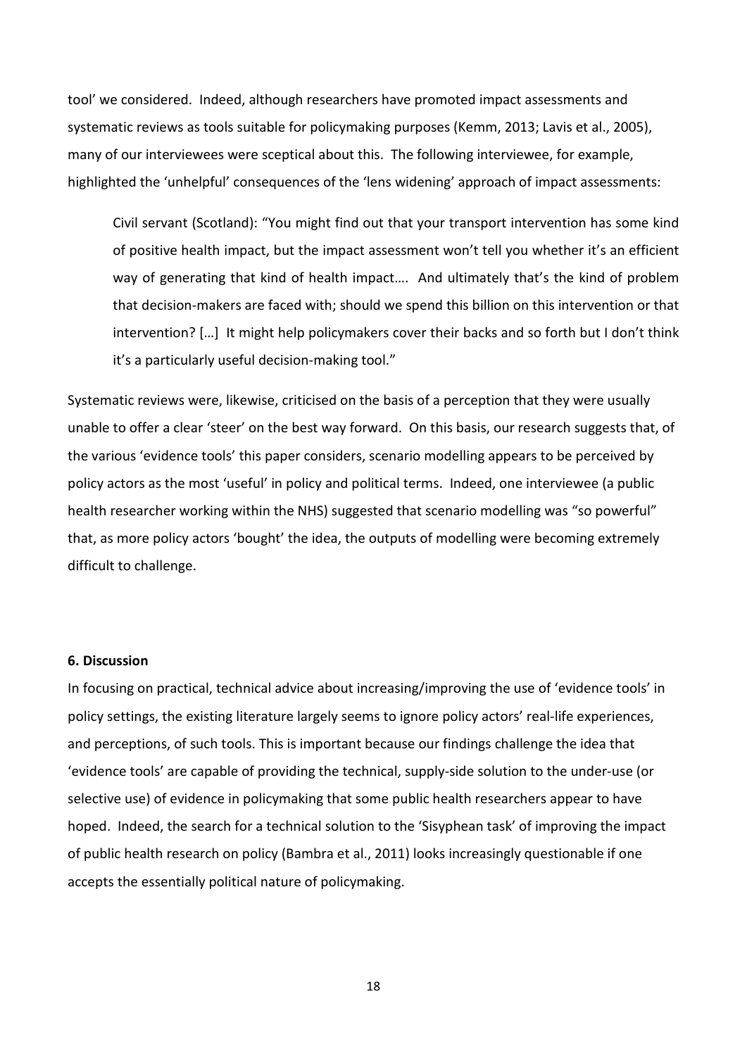tool' we considered. Indeed, although researchers have promoted impact assessments and systematic reviews as tools suitable for policymaking purposes (Kemm, 2013; Lavis et al., 2005), many of our interviewees were sceptical about this. The following interviewee, for example, highlighted the 'unhelpful' consequences of the 'lens widening' approach of impact assessments:

> Civil servant (Scotland): "You might find out that your transport intervention has some kind of positive health impact, but the impact assessment won't tell you whether it's an efficient way of generating that kind of health impact…. And ultimately that's the kind of problem that decision-makers are faced with; should we spend this billion on this intervention or that intervention? […] It might help policymakers cover their backs and so forth but I don't think it's a particularly useful decision-making tool."

Systematic reviews were, likewise, criticised on the basis of a perception that they were usually unable to offer a clear 'steer' on the best way forward. On this basis, our research suggests that, of the various 'evidence tools' this paper considers, scenario modelling appears to be perceived by policy actors as the most 'useful' in policy and political terms. Indeed, one interviewee (a public health researcher working within the NHS) suggested that scenario modelling was "so powerful" that, as more policy actors 'bought' the idea, the outputs of modelling were becoming extremely difficult to challenge.

**6. Discussion**

In focusing on practical, technical advice about increasing/improving the use of 'evidence tools' in policy settings, the existing literature largely seems to ignore policy actors' real-life experiences, and perceptions, of such tools. This is important because our findings challenge the idea that 'evidence tools' are capable of providing the technical, supply-side solution to the under-use (or selective use) of evidence in policymaking that some public health researchers appear to have hoped. Indeed, the search for a technical solution to the 'Sisyphean task' of improving the impact of public health research on policy (Bambra et al., 2011) looks increasingly questionable if one accepts the essentially political nature of policymaking.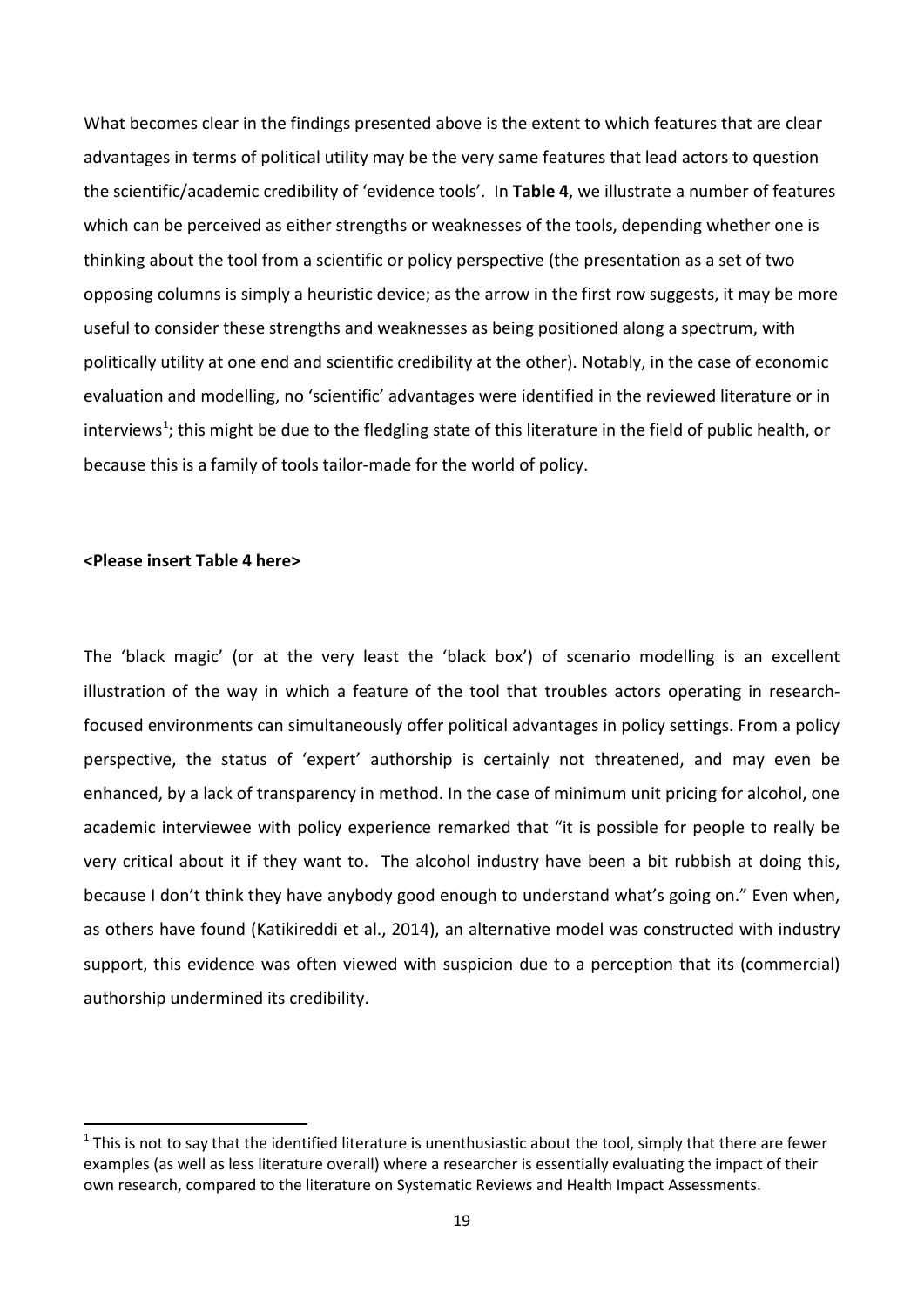What becomes clear in the findings presented above is the extent to which features that are clear advantages in terms of political utility may be the very same features that lead actors to question the scientific/academic credibility of 'evidence tools'. In **Table 4**, we illustrate a number of features which can be perceived as either strengths or weaknesses of the tools, depending whether one is thinking about the tool from a scientific or policy perspective (the presentation as a set of two opposing columns is simply a heuristic device; as the arrow in the first row suggests, it may be more useful to consider these strengths and weaknesses as being positioned along a spectrum, with politically utility at one end and scientific credibility at the other). Notably, in the case of economic evaluation and modelling, no 'scientific' advantages were identified in the reviewed literature or in interviews[1]; this might be due to the fledgling state of this literature in the field of public health, or because this is a family of tools tailor-made for the world of policy.

**<Please insert Table 4 here>**

The 'black magic' (or at the very least the 'black box') of scenario modelling is an excellent illustration of the way in which a feature of the tool that troubles actors operating in research-focused environments can simultaneously offer political advantages in policy settings. From a policy perspective, the status of 'expert' authorship is certainly not threatened, and may even be enhanced, by a lack of transparency in method. In the case of minimum unit pricing for alcohol, one academic interviewee with policy experience remarked that "it is possible for people to really be very critical about it if they want to. The alcohol industry have been a bit rubbish at doing this, because I don't think they have anybody good enough to understand what's going on." Even when, as others have found (Katikireddi et al., 2014), an alternative model was constructed with industry support, this evidence was often viewed with suspicion due to a perception that its (commercial) authorship undermined its credibility.

[1] This is not to say that the identified literature is unenthusiastic about the tool, simply that there are fewer examples (as well as less literature overall) where a researcher is essentially evaluating the impact of their own research, compared to the literature on Systematic Reviews and Health Impact Assessments.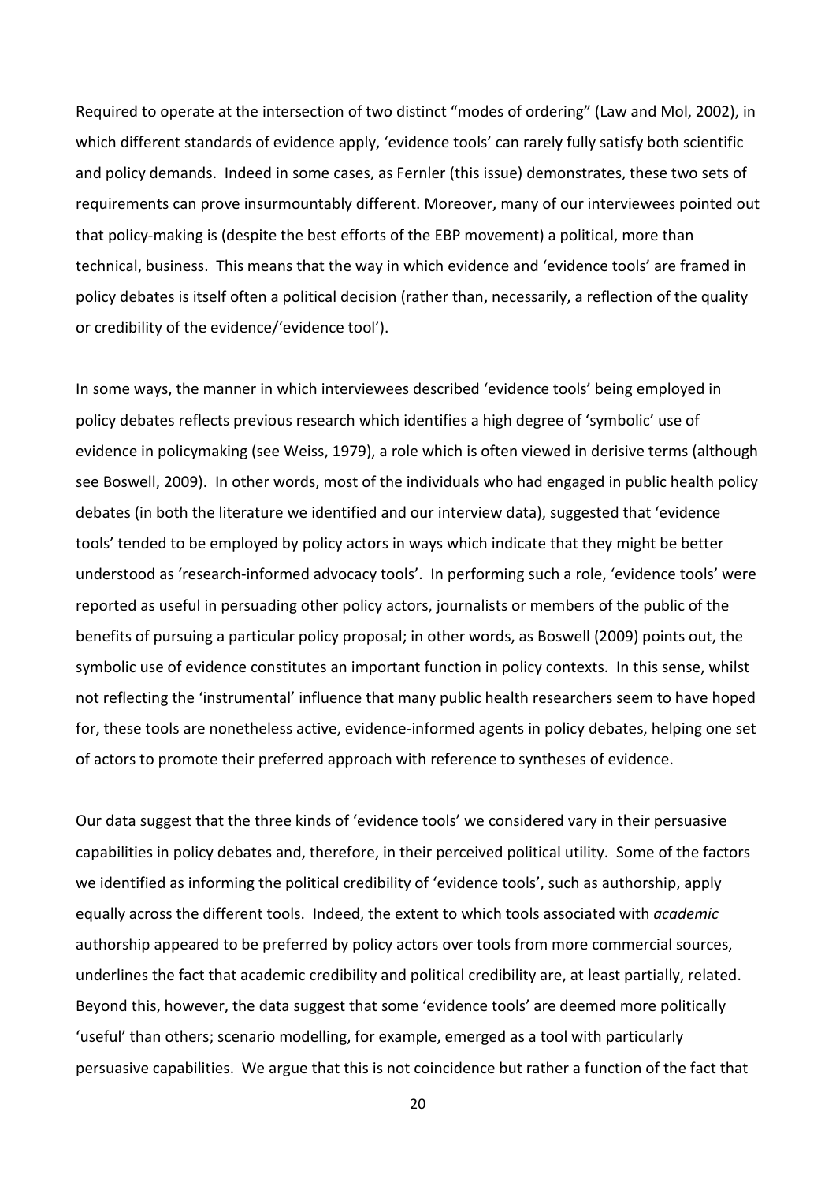Required to operate at the intersection of two distinct "modes of ordering" (Law and Mol, 2002), in which different standards of evidence apply, 'evidence tools' can rarely fully satisfy both scientific and policy demands. Indeed in some cases, as Fernler (this issue) demonstrates, these two sets of requirements can prove insurmountably different. Moreover, many of our interviewees pointed out that policy-making is (despite the best efforts of the EBP movement) a political, more than technical, business. This means that the way in which evidence and 'evidence tools' are framed in policy debates is itself often a political decision (rather than, necessarily, a reflection of the quality or credibility of the evidence/'evidence tool').

In some ways, the manner in which interviewees described 'evidence tools' being employed in policy debates reflects previous research which identifies a high degree of 'symbolic' use of evidence in policymaking (see Weiss, 1979), a role which is often viewed in derisive terms (although see Boswell, 2009). In other words, most of the individuals who had engaged in public health policy debates (in both the literature we identified and our interview data), suggested that 'evidence tools' tended to be employed by policy actors in ways which indicate that they might be better understood as 'research-informed advocacy tools'. In performing such a role, 'evidence tools' were reported as useful in persuading other policy actors, journalists or members of the public of the benefits of pursuing a particular policy proposal; in other words, as Boswell (2009) points out, the symbolic use of evidence constitutes an important function in policy contexts. In this sense, whilst not reflecting the 'instrumental' influence that many public health researchers seem to have hoped for, these tools are nonetheless active, evidence-informed agents in policy debates, helping one set of actors to promote their preferred approach with reference to syntheses of evidence.

Our data suggest that the three kinds of 'evidence tools' we considered vary in their persuasive capabilities in policy debates and, therefore, in their perceived political utility. Some of the factors we identified as informing the political credibility of 'evidence tools', such as authorship, apply equally across the different tools. Indeed, the extent to which tools associated with *academic* authorship appeared to be preferred by policy actors over tools from more commercial sources, underlines the fact that academic credibility and political credibility are, at least partially, related. Beyond this, however, the data suggest that some 'evidence tools' are deemed more politically 'useful' than others; scenario modelling, for example, emerged as a tool with particularly persuasive capabilities. We argue that this is not coincidence but rather a function of the fact that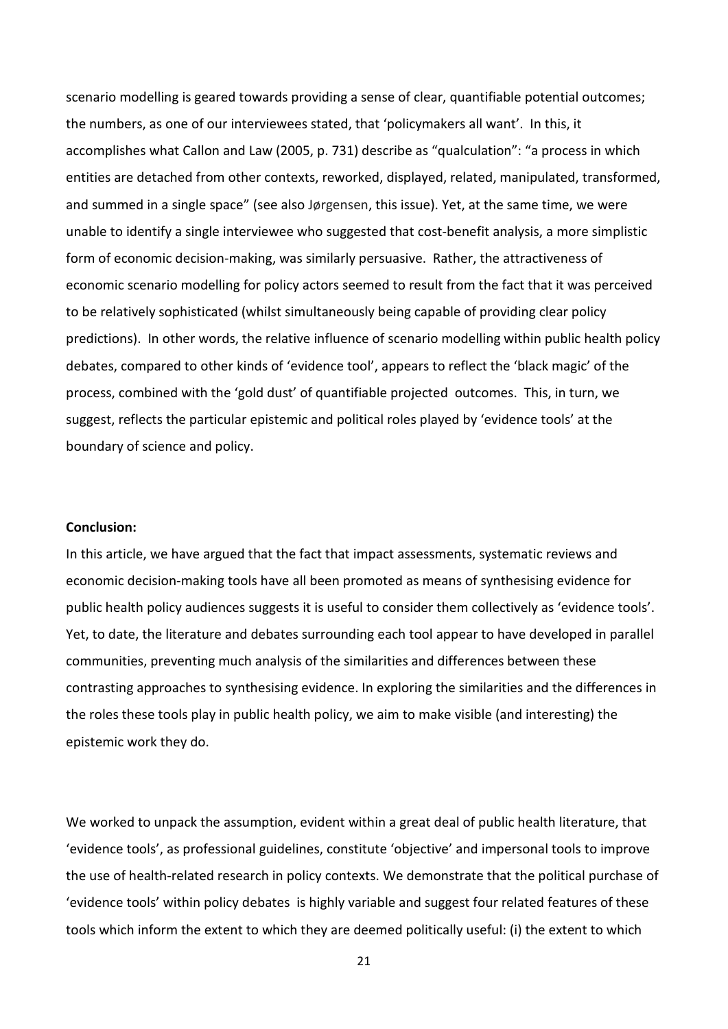scenario modelling is geared towards providing a sense of clear, quantifiable potential outcomes; the numbers, as one of our interviewees stated, that 'policymakers all want'. In this, it accomplishes what Callon and Law (2005, p. 731) describe as "qualculation": "a process in which entities are detached from other contexts, reworked, displayed, related, manipulated, transformed, and summed in a single space" (see also Jørgensen, this issue). Yet, at the same time, we were unable to identify a single interviewee who suggested that cost-benefit analysis, a more simplistic form of economic decision-making, was similarly persuasive. Rather, the attractiveness of economic scenario modelling for policy actors seemed to result from the fact that it was perceived to be relatively sophisticated (whilst simultaneously being capable of providing clear policy predictions). In other words, the relative influence of scenario modelling within public health policy debates, compared to other kinds of 'evidence tool', appears to reflect the 'black magic' of the process, combined with the 'gold dust' of quantifiable projected outcomes. This, in turn, we suggest, reflects the particular epistemic and political roles played by 'evidence tools' at the boundary of science and policy.

**Conclusion:**

In this article, we have argued that the fact that impact assessments, systematic reviews and economic decision-making tools have all been promoted as means of synthesising evidence for public health policy audiences suggests it is useful to consider them collectively as 'evidence tools'. Yet, to date, the literature and debates surrounding each tool appear to have developed in parallel communities, preventing much analysis of the similarities and differences between these contrasting approaches to synthesising evidence. In exploring the similarities and the differences in the roles these tools play in public health policy, we aim to make visible (and interesting) the epistemic work they do.

We worked to unpack the assumption, evident within a great deal of public health literature, that 'evidence tools', as professional guidelines, constitute 'objective' and impersonal tools to improve the use of health-related research in policy contexts. We demonstrate that the political purchase of 'evidence tools' within policy debates is highly variable and suggest four related features of these tools which inform the extent to which they are deemed politically useful: (i) the extent to which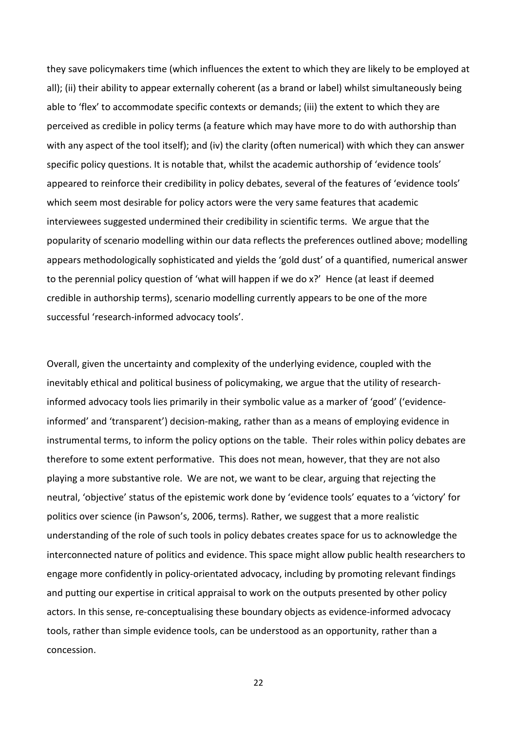they save policymakers time (which influences the extent to which they are likely to be employed at all); (ii) their ability to appear externally coherent (as a brand or label) whilst simultaneously being able to 'flex' to accommodate specific contexts or demands; (iii) the extent to which they are perceived as credible in policy terms (a feature which may have more to do with authorship than with any aspect of the tool itself); and (iv) the clarity (often numerical) with which they can answer specific policy questions. It is notable that, whilst the academic authorship of 'evidence tools' appeared to reinforce their credibility in policy debates, several of the features of 'evidence tools' which seem most desirable for policy actors were the very same features that academic interviewees suggested undermined their credibility in scientific terms. We argue that the popularity of scenario modelling within our data reflects the preferences outlined above; modelling appears methodologically sophisticated and yields the 'gold dust' of a quantified, numerical answer to the perennial policy question of 'what will happen if we do x?' Hence (at least if deemed credible in authorship terms), scenario modelling currently appears to be one of the more successful 'research-informed advocacy tools'.

Overall, given the uncertainty and complexity of the underlying evidence, coupled with the inevitably ethical and political business of policymaking, we argue that the utility of research-informed advocacy tools lies primarily in their symbolic value as a marker of 'good' ('evidence-informed' and 'transparent') decision-making, rather than as a means of employing evidence in instrumental terms, to inform the policy options on the table. Their roles within policy debates are therefore to some extent performative. This does not mean, however, that they are not also playing a more substantive role. We are not, we want to be clear, arguing that rejecting the neutral, 'objective' status of the epistemic work done by 'evidence tools' equates to a 'victory' for politics over science (in Pawson's, 2006, terms). Rather, we suggest that a more realistic understanding of the role of such tools in policy debates creates space for us to acknowledge the interconnected nature of politics and evidence. This space might allow public health researchers to engage more confidently in policy-orientated advocacy, including by promoting relevant findings and putting our expertise in critical appraisal to work on the outputs presented by other policy actors. In this sense, re-conceptualising these boundary objects as evidence-informed advocacy tools, rather than simple evidence tools, can be understood as an opportunity, rather than a concession.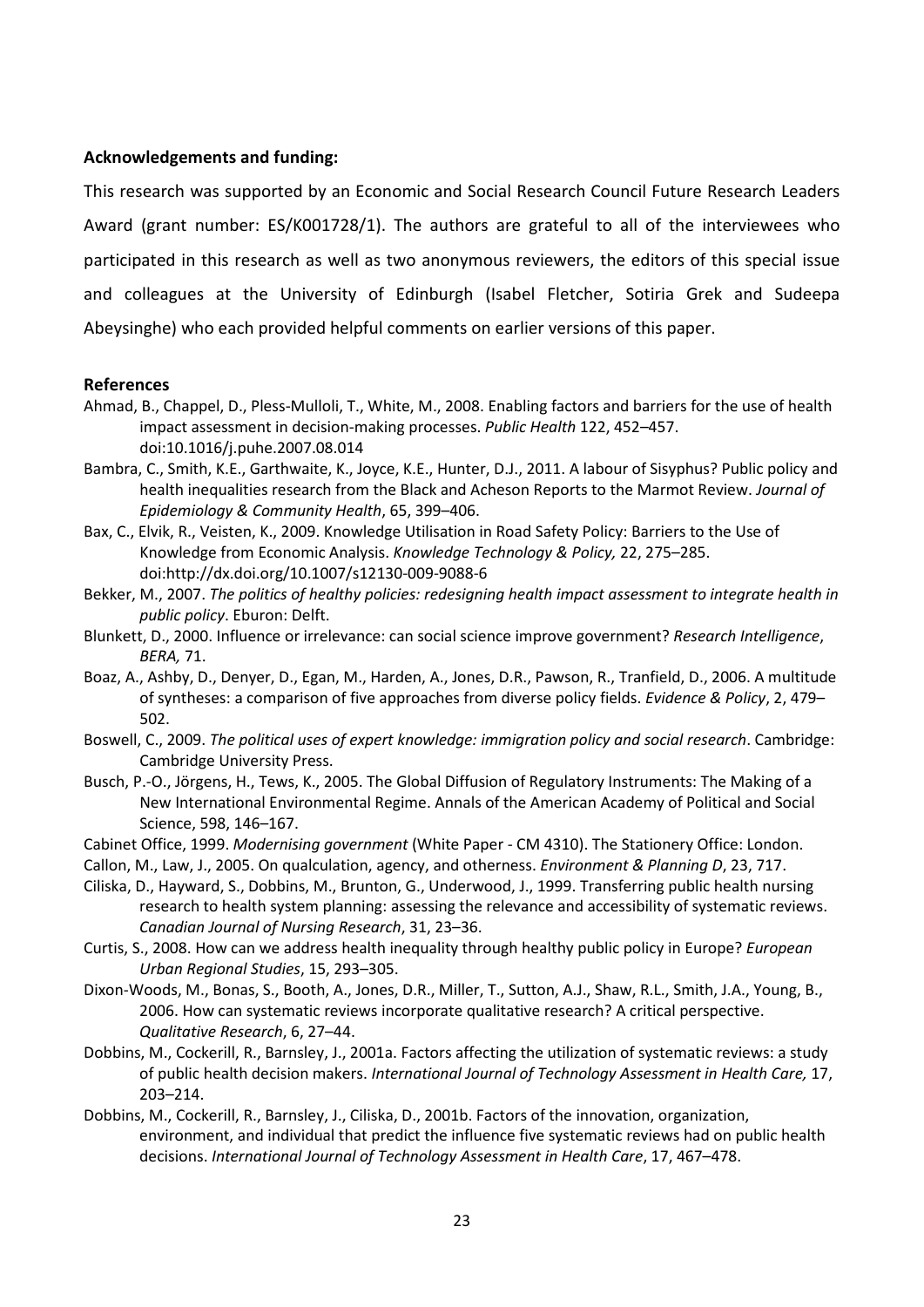**Acknowledgements and funding:**

This research was supported by an Economic and Social Research Council Future Research Leaders Award (grant number: ES/K001728/1). The authors are grateful to all of the interviewees who participated in this research as well as two anonymous reviewers, the editors of this special issue and colleagues at the University of Edinburgh (Isabel Fletcher, Sotiria Grek and Sudeepa Abeysinghe) who each provided helpful comments on earlier versions of this paper.

## References

Ahmad, B., Chappel, D., Pless-Mulloli, T., White, M., 2008. Enabling factors and barriers for the use of health impact assessment in decision-making processes. *Public Health* 122, 452–457. doi:10.1016/j.puhe.2007.08.014

Bambra, C., Smith, K.E., Garthwaite, K., Joyce, K.E., Hunter, D.J., 2011. A labour of Sisyphus? Public policy and health inequalities research from the Black and Acheson Reports to the Marmot Review. *Journal of Epidemiology & Community Health*, 65, 399–406.

Bax, C., Elvik, R., Veisten, K., 2009. Knowledge Utilisation in Road Safety Policy: Barriers to the Use of Knowledge from Economic Analysis. *Knowledge Technology & Policy,* 22, 275–285. doi:http://dx.doi.org/10.1007/s12130-009-9088-6

Bekker, M., 2007. *The politics of healthy policies: redesigning health impact assessment to integrate health in public policy*. Eburon: Delft.

Blunkett, D., 2000. Influence or irrelevance: can social science improve government? *Research Intelligence*, *BERA,* 71.

Boaz, A., Ashby, D., Denyer, D., Egan, M., Harden, A., Jones, D.R., Pawson, R., Tranfield, D., 2006. A multitude of syntheses: a comparison of five approaches from diverse policy fields. *Evidence & Policy*, 2, 479–502.

Boswell, C., 2009. *The political uses of expert knowledge: immigration policy and social research*. Cambridge: Cambridge University Press.

Busch, P.-O., Jörgens, H., Tews, K., 2005. The Global Diffusion of Regulatory Instruments: The Making of a New International Environmental Regime. Annals of the American Academy of Political and Social Science, 598, 146–167.

Cabinet Office, 1999. *Modernising government* (White Paper - CM 4310). The Stationery Office: London.

Callon, M., Law, J., 2005. On qualculation, agency, and otherness. *Environment & Planning D*, 23, 717.

Ciliska, D., Hayward, S., Dobbins, M., Brunton, G., Underwood, J., 1999. Transferring public health nursing research to health system planning: assessing the relevance and accessibility of systematic reviews. *Canadian Journal of Nursing Research*, 31, 23–36.

Curtis, S., 2008. How can we address health inequality through healthy public policy in Europe? *European Urban Regional Studies*, 15, 293–305.

Dixon-Woods, M., Bonas, S., Booth, A., Jones, D.R., Miller, T., Sutton, A.J., Shaw, R.L., Smith, J.A., Young, B., 2006. How can systematic reviews incorporate qualitative research? A critical perspective. *Qualitative Research*, 6, 27–44.

Dobbins, M., Cockerill, R., Barnsley, J., 2001a. Factors affecting the utilization of systematic reviews: a study of public health decision makers. *International Journal of Technology Assessment in Health Care,* 17, 203–214.

Dobbins, M., Cockerill, R., Barnsley, J., Ciliska, D., 2001b. Factors of the innovation, organization, environment, and individual that predict the influence five systematic reviews had on public health decisions. *International Journal of Technology Assessment in Health Care*, 17, 467–478.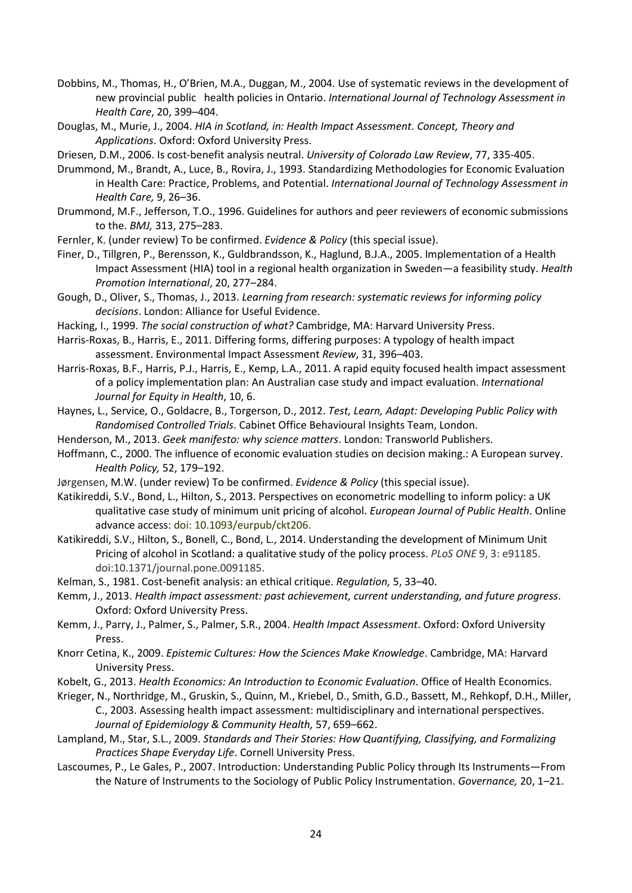Dobbins, M., Thomas, H., O'Brien, M.A., Duggan, M., 2004. Use of systematic reviews in the development of new provincial public health policies in Ontario. *International Journal of Technology Assessment in Health Care*, 20, 399–404.

Douglas, M., Murie, J., 2004. *HIA in Scotland, in: Health Impact Assessment. Concept, Theory and Applications*. Oxford: Oxford University Press.

Driesen, D.M., 2006. Is cost-benefit analysis neutral. *University of Colorado Law Review*, 77, 335-405.

Drummond, M., Brandt, A., Luce, B., Rovira, J., 1993. Standardizing Methodologies for Economic Evaluation in Health Care: Practice, Problems, and Potential. *International Journal of Technology Assessment in Health Care,* 9, 26–36.

Drummond, M.F., Jefferson, T.O., 1996. Guidelines for authors and peer reviewers of economic submissions to the. *BMJ,* 313, 275–283.

Fernler, K. (under review) To be confirmed. *Evidence & Policy* (this special issue).

Finer, D., Tillgren, P., Berensson, K., Guldbrandsson, K., Haglund, B.J.A., 2005. Implementation of a Health Impact Assessment (HIA) tool in a regional health organization in Sweden—a feasibility study. *Health Promotion International*, 20, 277–284.

Gough, D., Oliver, S., Thomas, J., 2013. *Learning from research: systematic reviews for informing policy decisions*. London: Alliance for Useful Evidence.

Hacking, I., 1999. *The social construction of what?* Cambridge, MA: Harvard University Press.

Harris-Roxas, B., Harris, E., 2011. Differing forms, differing purposes: A typology of health impact assessment. Environmental Impact Assessment *Review*, 31, 396–403.

Harris-Roxas, B.F., Harris, P.J., Harris, E., Kemp, L.A., 2011. A rapid equity focused health impact assessment of a policy implementation plan: An Australian case study and impact evaluation. *International Journal for Equity in Health*, 10, 6.

Haynes, L., Service, O., Goldacre, B., Torgerson, D., 2012. *Test, Learn, Adapt: Developing Public Policy with Randomised Controlled Trials*. Cabinet Office Behavioural Insights Team, London.

Henderson, M., 2013. *Geek manifesto: why science matters*. London: Transworld Publishers.

Hoffmann, C., 2000. The influence of economic evaluation studies on decision making.: A European survey. *Health Policy,* 52, 179–192.

Jørgensen, M.W. (under review) To be confirmed. *Evidence & Policy* (this special issue).

Katikireddi, S.V., Bond, L., Hilton, S., 2013. Perspectives on econometric modelling to inform policy: a UK qualitative case study of minimum unit pricing of alcohol. *European Journal of Public Health*. Online advance access: doi: 10.1093/eurpub/ckt206.

Katikireddi, S.V., Hilton, S., Bonell, C., Bond, L., 2014. Understanding the development of Minimum Unit Pricing of alcohol in Scotland: a qualitative study of the policy process. *PLoS ONE* 9, 3: e91185. doi:10.1371/journal.pone.0091185.

Kelman, S., 1981. Cost-benefit analysis: an ethical critique. *Regulation,* 5, 33–40.

Kemm, J., 2013. *Health impact assessment: past achievement, current understanding, and future progress*. Oxford: Oxford University Press.

Kemm, J., Parry, J., Palmer, S., Palmer, S.R., 2004. *Health Impact Assessment*. Oxford: Oxford University Press.

Knorr Cetina, K., 2009. *Epistemic Cultures: How the Sciences Make Knowledge*. Cambridge, MA: Harvard University Press.

Kobelt, G., 2013. *Health Economics: An Introduction to Economic Evaluation*. Office of Health Economics.

Krieger, N., Northridge, M., Gruskin, S., Quinn, M., Kriebel, D., Smith, G.D., Bassett, M., Rehkopf, D.H., Miller, C., 2003. Assessing health impact assessment: multidisciplinary and international perspectives. *Journal of Epidemiology & Community Health,* 57, 659–662.

Lampland, M., Star, S.L., 2009. *Standards and Their Stories: How Quantifying, Classifying, and Formalizing Practices Shape Everyday Life*. Cornell University Press.

Lascoumes, P., Le Gales, P., 2007. Introduction: Understanding Public Policy through Its Instruments—From the Nature of Instruments to the Sociology of Public Policy Instrumentation. *Governance,* 20, 1–21.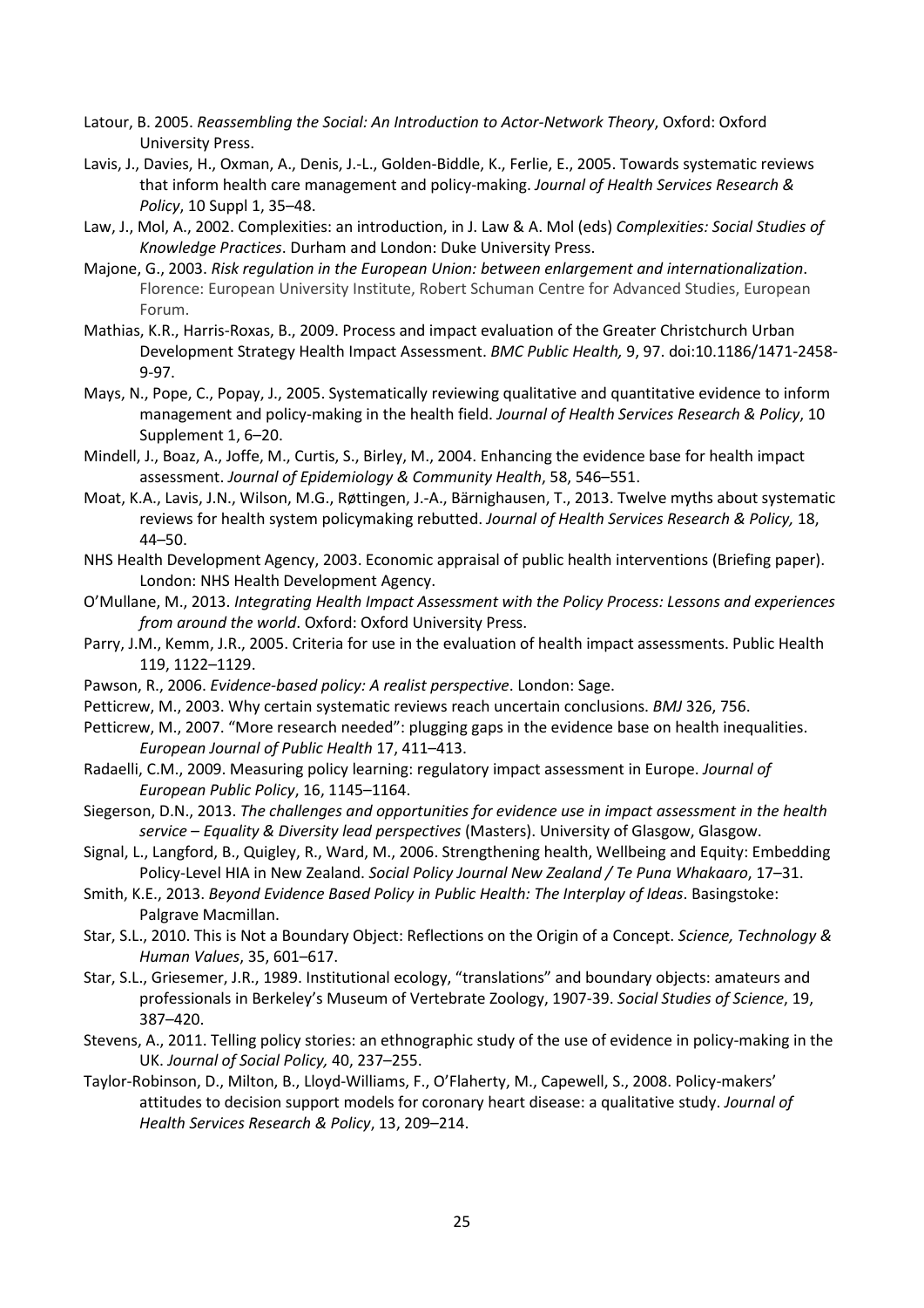Latour, B. 2005. *Reassembling the Social: An Introduction to Actor-Network Theory*, Oxford: Oxford University Press.

Lavis, J., Davies, H., Oxman, A., Denis, J.-L., Golden-Biddle, K., Ferlie, E., 2005. Towards systematic reviews that inform health care management and policy-making. *Journal of Health Services Research & Policy*, 10 Suppl 1, 35–48.

Law, J., Mol, A., 2002. Complexities: an introduction, in J. Law & A. Mol (eds) *Complexities: Social Studies of Knowledge Practices*. Durham and London: Duke University Press.

Majone, G., 2003. *Risk regulation in the European Union: between enlargement and internationalization*. Florence: European University Institute, Robert Schuman Centre for Advanced Studies, European Forum.

Mathias, K.R., Harris-Roxas, B., 2009. Process and impact evaluation of the Greater Christchurch Urban Development Strategy Health Impact Assessment. *BMC Public Health,* 9, 97. doi:10.1186/1471-2458-9-97.

Mays, N., Pope, C., Popay, J., 2005. Systematically reviewing qualitative and quantitative evidence to inform management and policy-making in the health field. *Journal of Health Services Research & Policy*, 10 Supplement 1, 6–20.

Mindell, J., Boaz, A., Joffe, M., Curtis, S., Birley, M., 2004. Enhancing the evidence base for health impact assessment. *Journal of Epidemiology & Community Health*, 58, 546–551.

Moat, K.A., Lavis, J.N., Wilson, M.G., Røttingen, J.-A., Bärnighausen, T., 2013. Twelve myths about systematic reviews for health system policymaking rebutted. *Journal of Health Services Research & Policy,* 18, 44–50.

NHS Health Development Agency, 2003. Economic appraisal of public health interventions (Briefing paper). London: NHS Health Development Agency.

O'Mullane, M., 2013. *Integrating Health Impact Assessment with the Policy Process: Lessons and experiences from around the world*. Oxford: Oxford University Press.

Parry, J.M., Kemm, J.R., 2005. Criteria for use in the evaluation of health impact assessments. Public Health 119, 1122–1129.

Pawson, R., 2006. *Evidence-based policy: A realist perspective*. London: Sage.

Petticrew, M., 2003. Why certain systematic reviews reach uncertain conclusions. *BMJ* 326, 756.

Petticrew, M., 2007. "More research needed": plugging gaps in the evidence base on health inequalities. *European Journal of Public Health* 17, 411–413.

Radaelli, C.M., 2009. Measuring policy learning: regulatory impact assessment in Europe. *Journal of European Public Policy*, 16, 1145–1164.

Siegerson, D.N., 2013. *The challenges and opportunities for evidence use in impact assessment in the health service – Equality & Diversity lead perspectives* (Masters). University of Glasgow, Glasgow.

Signal, L., Langford, B., Quigley, R., Ward, M., 2006. Strengthening health, Wellbeing and Equity: Embedding Policy-Level HIA in New Zealand. *Social Policy Journal New Zealand / Te Puna Whakaaro*, 17–31.

Smith, K.E., 2013. *Beyond Evidence Based Policy in Public Health: The Interplay of Ideas*. Basingstoke: Palgrave Macmillan.

Star, S.L., 2010. This is Not a Boundary Object: Reflections on the Origin of a Concept. *Science, Technology & Human Values*, 35, 601–617.

Star, S.L., Griesemer, J.R., 1989. Institutional ecology, "translations" and boundary objects: amateurs and professionals in Berkeley's Museum of Vertebrate Zoology, 1907-39. *Social Studies of Science*, 19, 387–420.

Stevens, A., 2011. Telling policy stories: an ethnographic study of the use of evidence in policy-making in the UK. *Journal of Social Policy,* 40, 237–255.

Taylor-Robinson, D., Milton, B., Lloyd-Williams, F., O'Flaherty, M., Capewell, S., 2008. Policy-makers' attitudes to decision support models for coronary heart disease: a qualitative study. *Journal of Health Services Research & Policy*, 13, 209–214.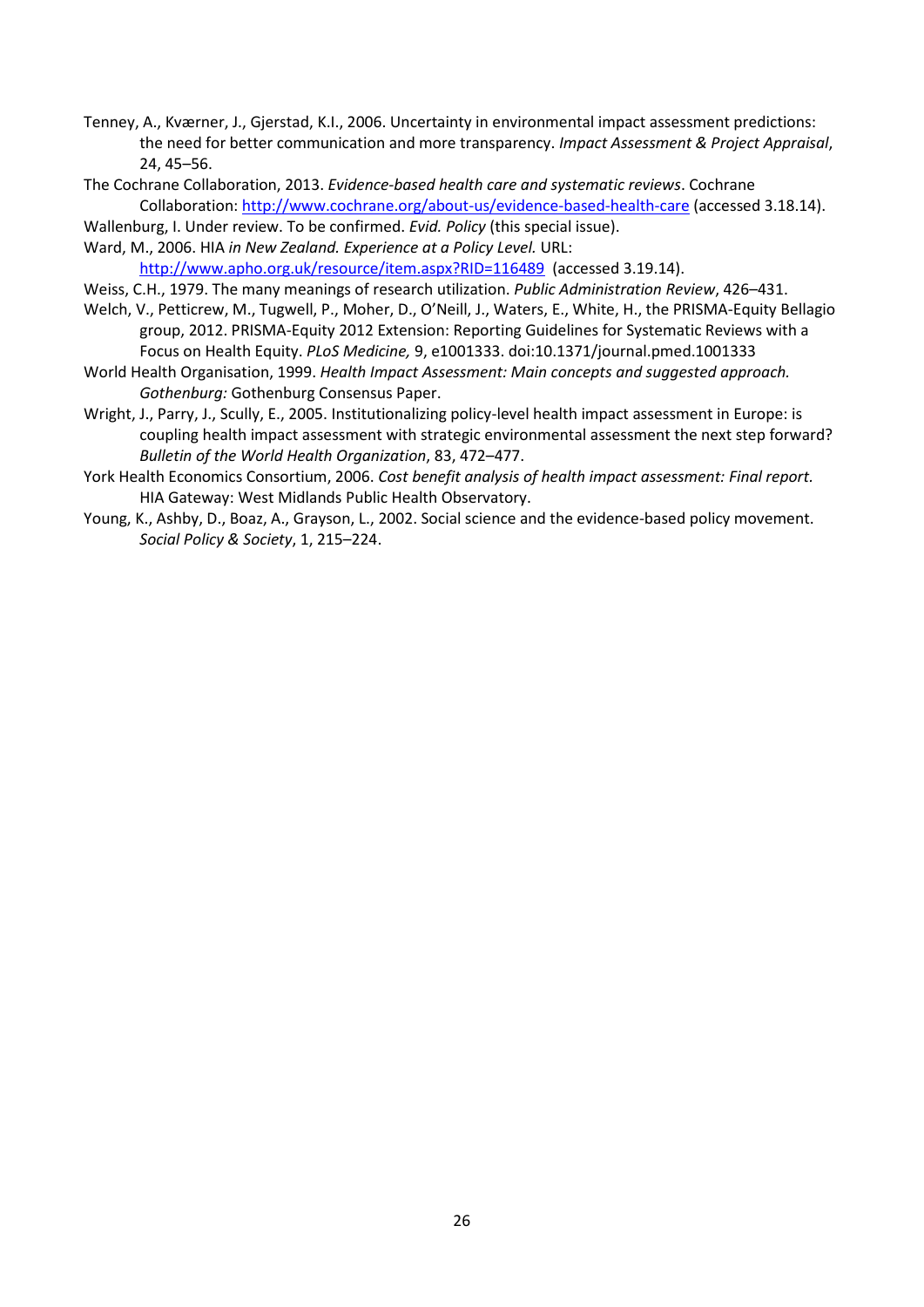Tenney, A., Kværner, J., Gjerstad, K.I., 2006. Uncertainty in environmental impact assessment predictions: the need for better communication and more transparency. *Impact Assessment & Project Appraisal*, 24, 45–56.

The Cochrane Collaboration, 2013. *Evidence-based health care and systematic reviews*. Cochrane Collaboration: http://www.cochrane.org/about-us/evidence-based-health-care (accessed 3.18.14).

Wallenburg, I. Under review. To be confirmed. *Evid. Policy* (this special issue).

Ward, M., 2006. HIA *in New Zealand. Experience at a Policy Level.* URL: http://www.apho.org.uk/resource/item.aspx?RID=116489 (accessed 3.19.14).

Weiss, C.H., 1979. The many meanings of research utilization. *Public Administration Review*, 426–431.

Welch, V., Petticrew, M., Tugwell, P., Moher, D., O'Neill, J., Waters, E., White, H., the PRISMA-Equity Bellagio group, 2012. PRISMA-Equity 2012 Extension: Reporting Guidelines for Systematic Reviews with a Focus on Health Equity. *PLoS Medicine,* 9, e1001333. doi:10.1371/journal.pmed.1001333

World Health Organisation, 1999. *Health Impact Assessment: Main concepts and suggested approach. Gothenburg:* Gothenburg Consensus Paper.

Wright, J., Parry, J., Scully, E., 2005. Institutionalizing policy-level health impact assessment in Europe: is coupling health impact assessment with strategic environmental assessment the next step forward? *Bulletin of the World Health Organization*, 83, 472–477.

York Health Economics Consortium, 2006. *Cost benefit analysis of health impact assessment: Final report.* HIA Gateway: West Midlands Public Health Observatory.

Young, K., Ashby, D., Boaz, A., Grayson, L., 2002. Social science and the evidence-based policy movement. *Social Policy & Society*, 1, 215–224.